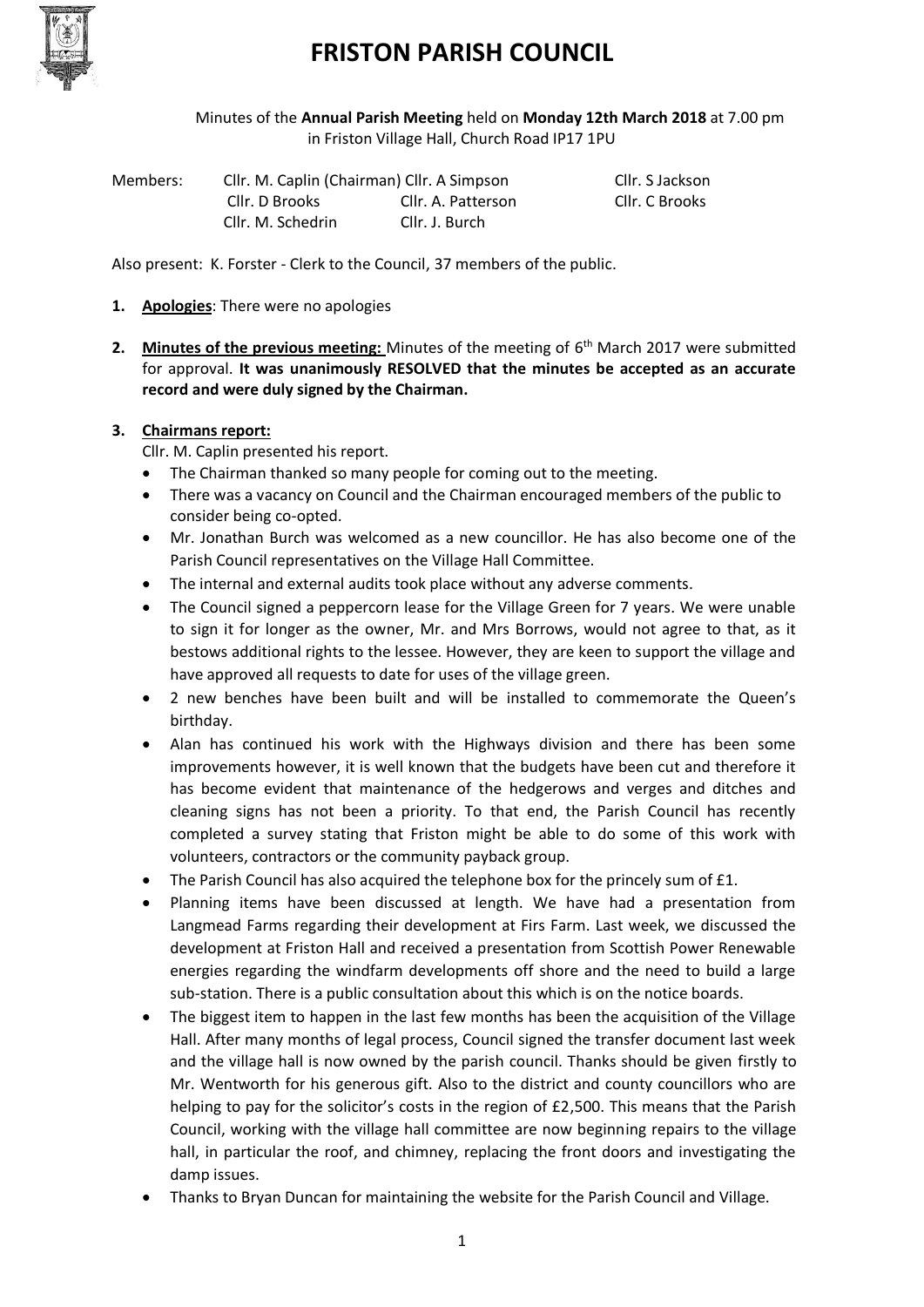# FRISTON PARISH COUNCIL

Minutes of the **Annual Parish Meeting** held on **Monday 12th March 2018** at 7.00 pm in Friston Village Hall, Church Road IP17 1PU

| Members: | Cllr. M. Caplin (Chairman) | Cllr. A Simpson | Cllr. S Jackson |
| --- | --- | --- | --- |
| | Cllr. D Brooks | Cllr. A. Patterson | Cllr. C Brooks |
| | Cllr. M. Schedrin | Cllr. J. Burch | |

Also present: K. Forster - Clerk to the Council, 37 members of the public.

1. **Apologies**: There were no apologies

2. **Minutes of the previous meeting:** Minutes of the meeting of 6th March 2017 were submitted for approval. **It was unanimously RESOLVED that the minutes be accepted as an accurate record and were duly signed by the Chairman.**

3. **Chairmans report:**

   Cllr. M. Caplin presented his report.

   - The Chairman thanked so many people for coming out to the meeting.
   - There was a vacancy on Council and the Chairman encouraged members of the public to consider being co-opted.
   - Mr. Jonathan Burch was welcomed as a new councillor. He has also become one of the Parish Council representatives on the Village Hall Committee.
   - The internal and external audits took place without any adverse comments.
   - The Council signed a peppercorn lease for the Village Green for 7 years. We were unable to sign it for longer as the owner, Mr. and Mrs Borrows, would not agree to that, as it bestows additional rights to the lessee. However, they are keen to support the village and have approved all requests to date for uses of the village green.
   - 2 new benches have been built and will be installed to commemorate the Queen's birthday.
   - Alan has continued his work with the Highways division and there has been some improvements however, it is well known that the budgets have been cut and therefore it has become evident that maintenance of the hedgerows and verges and ditches and cleaning signs has not been a priority. To that end, the Parish Council has recently completed a survey stating that Friston might be able to do some of this work with volunteers, contractors or the community payback group.
   - The Parish Council has also acquired the telephone box for the princely sum of £1.
   - Planning items have been discussed at length. We have had a presentation from Langmead Farms regarding their development at Firs Farm. Last week, we discussed the development at Friston Hall and received a presentation from Scottish Power Renewable energies regarding the windfarm developments off shore and the need to build a large sub-station. There is a public consultation about this which is on the notice boards.
   - The biggest item to happen in the last few months has been the acquisition of the Village Hall. After many months of legal process, Council signed the transfer document last week and the village hall is now owned by the parish council. Thanks should be given firstly to Mr. Wentworth for his generous gift. Also to the district and county councillors who are helping to pay for the solicitor's costs in the region of £2,500. This means that the Parish Council, working with the village hall committee are now beginning repairs to the village hall, in particular the roof, and chimney, replacing the front doors and investigating the damp issues.
   - Thanks to Bryan Duncan for maintaining the website for the Parish Council and Village.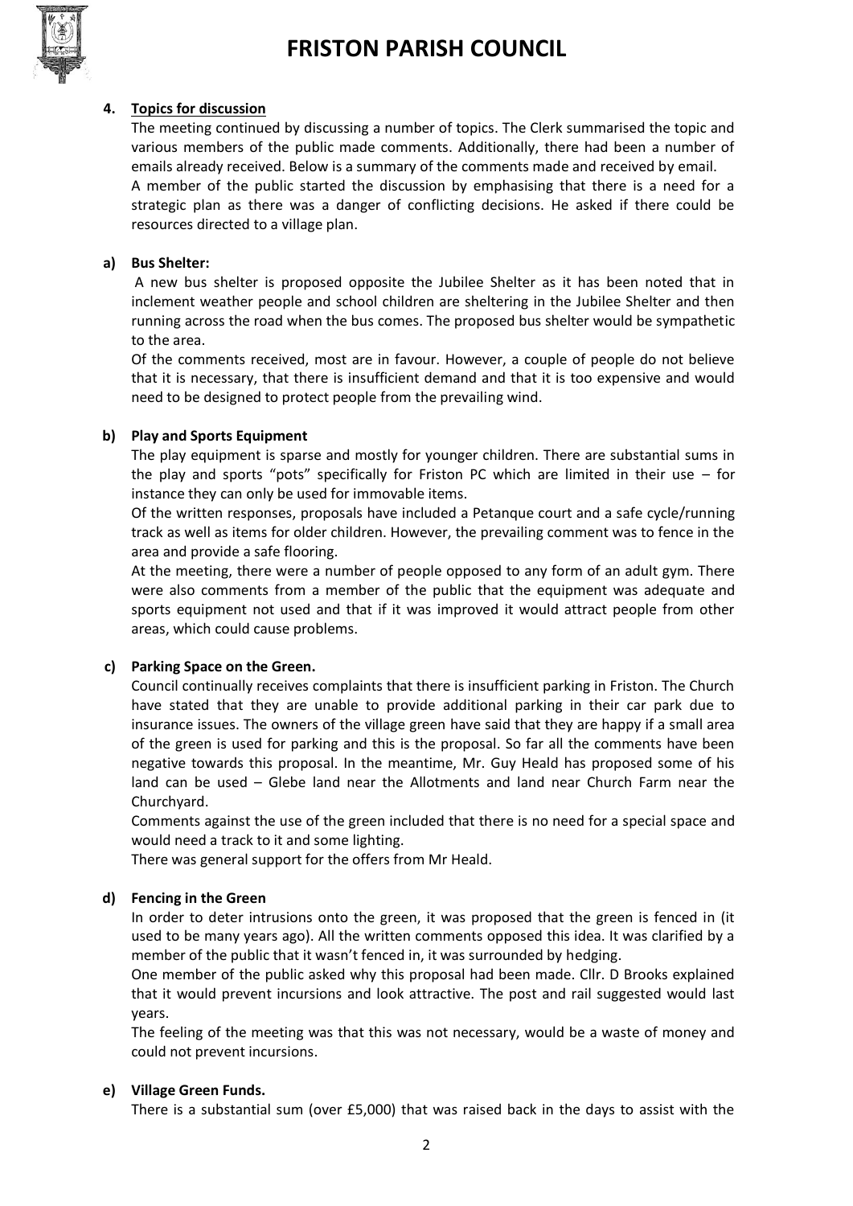## 4. Topics for discussion

The meeting continued by discussing a number of topics. The Clerk summarised the topic and various members of the public made comments. Additionally, there had been a number of emails already received. Below is a summary of the comments made and received by email.

A member of the public started the discussion by emphasising that there is a need for a strategic plan as there was a danger of conflicting decisions. He asked if there could be resources directed to a village plan.

### a) Bus Shelter:

A new bus shelter is proposed opposite the Jubilee Shelter as it has been noted that in inclement weather people and school children are sheltering in the Jubilee Shelter and then running across the road when the bus comes. The proposed bus shelter would be sympathetic to the area.

Of the comments received, most are in favour. However, a couple of people do not believe that it is necessary, that there is insufficient demand and that it is too expensive and would need to be designed to protect people from the prevailing wind.

### b) Play and Sports Equipment

The play equipment is sparse and mostly for younger children. There are substantial sums in the play and sports "pots" specifically for Friston PC which are limited in their use – for instance they can only be used for immovable items.

Of the written responses, proposals have included a Petanque court and a safe cycle/running track as well as items for older children. However, the prevailing comment was to fence in the area and provide a safe flooring.

At the meeting, there were a number of people opposed to any form of an adult gym. There were also comments from a member of the public that the equipment was adequate and sports equipment not used and that if it was improved it would attract people from other areas, which could cause problems.

### c) Parking Space on the Green.

Council continually receives complaints that there is insufficient parking in Friston. The Church have stated that they are unable to provide additional parking in their car park due to insurance issues. The owners of the village green have said that they are happy if a small area of the green is used for parking and this is the proposal. So far all the comments have been negative towards this proposal. In the meantime, Mr. Guy Heald has proposed some of his land can be used – Glebe land near the Allotments and land near Church Farm near the Churchyard.

Comments against the use of the green included that there is no need for a special space and would need a track to it and some lighting.

There was general support for the offers from Mr Heald.

### d) Fencing in the Green

In order to deter intrusions onto the green, it was proposed that the green is fenced in (it used to be many years ago). All the written comments opposed this idea. It was clarified by a member of the public that it wasn't fenced in, it was surrounded by hedging.

One member of the public asked why this proposal had been made. Cllr. D Brooks explained that it would prevent incursions and look attractive. The post and rail suggested would last years.

The feeling of the meeting was that this was not necessary, would be a waste of money and could not prevent incursions.

### e) Village Green Funds.

There is a substantial sum (over £5,000) that was raised back in the days to assist with the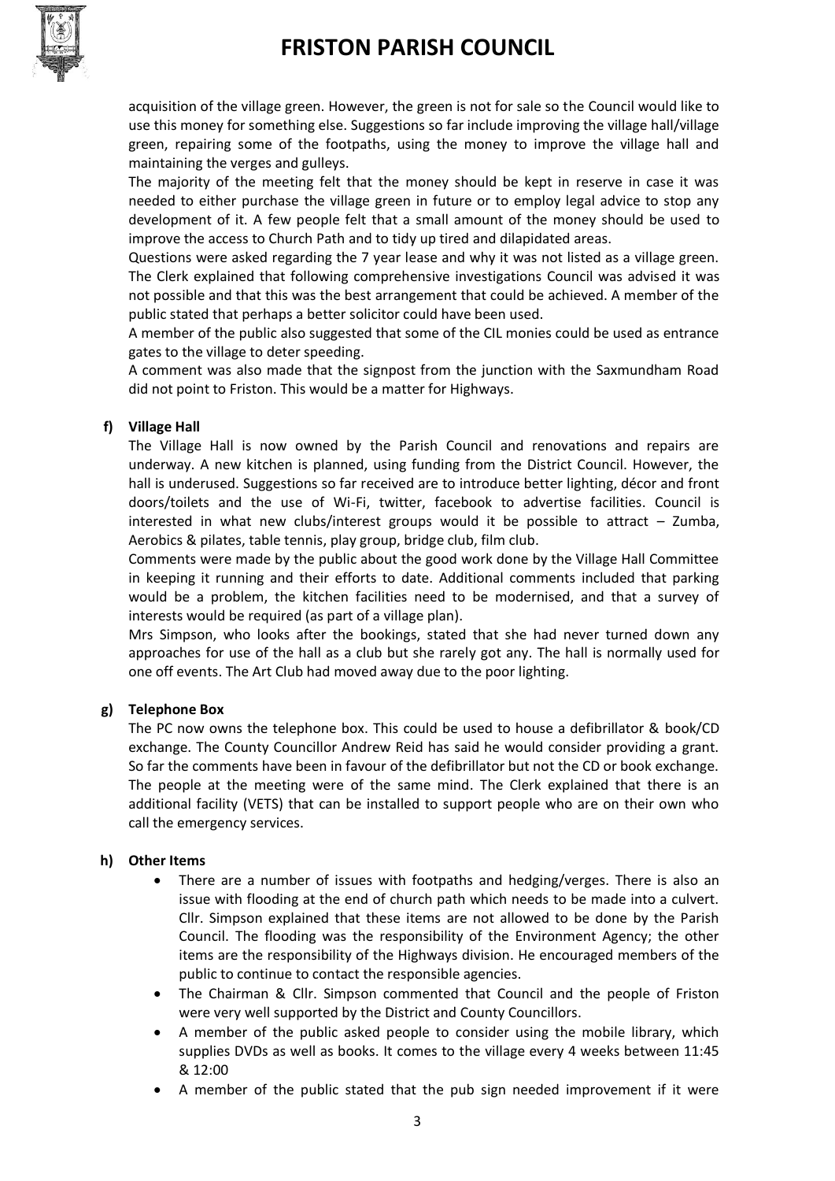acquisition of the village green. However, the green is not for sale so the Council would like to use this money for something else. Suggestions so far include improving the village hall/village green, repairing some of the footpaths, using the money to improve the village hall and maintaining the verges and gulleys.

The majority of the meeting felt that the money should be kept in reserve in case it was needed to either purchase the village green in future or to employ legal advice to stop any development of it. A few people felt that a small amount of the money should be used to improve the access to Church Path and to tidy up tired and dilapidated areas.

Questions were asked regarding the 7 year lease and why it was not listed as a village green. The Clerk explained that following comprehensive investigations Council was advised it was not possible and that this was the best arrangement that could be achieved. A member of the public stated that perhaps a better solicitor could have been used.

A member of the public also suggested that some of the CIL monies could be used as entrance gates to the village to deter speeding.

A comment was also made that the signpost from the junction with the Saxmundham Road did not point to Friston. This would be a matter for Highways.

**f) Village Hall**

The Village Hall is now owned by the Parish Council and renovations and repairs are underway. A new kitchen is planned, using funding from the District Council. However, the hall is underused. Suggestions so far received are to introduce better lighting, décor and front doors/toilets and the use of Wi-Fi, twitter, facebook to advertise facilities. Council is interested in what new clubs/interest groups would it be possible to attract – Zumba, Aerobics & pilates, table tennis, play group, bridge club, film club.

Comments were made by the public about the good work done by the Village Hall Committee in keeping it running and their efforts to date. Additional comments included that parking would be a problem, the kitchen facilities need to be modernised, and that a survey of interests would be required (as part of a village plan).

Mrs Simpson, who looks after the bookings, stated that she had never turned down any approaches for use of the hall as a club but she rarely got any. The hall is normally used for one off events. The Art Club had moved away due to the poor lighting.

**g) Telephone Box**

The PC now owns the telephone box. This could be used to house a defibrillator & book/CD exchange. The County Councillor Andrew Reid has said he would consider providing a grant. So far the comments have been in favour of the defibrillator but not the CD or book exchange. The people at the meeting were of the same mind. The Clerk explained that there is an additional facility (VETS) that can be installed to support people who are on their own who call the emergency services.

**h) Other Items**

- There are a number of issues with footpaths and hedging/verges. There is also an issue with flooding at the end of church path which needs to be made into a culvert. Cllr. Simpson explained that these items are not allowed to be done by the Parish Council. The flooding was the responsibility of the Environment Agency; the other items are the responsibility of the Highways division. He encouraged members of the public to continue to contact the responsible agencies.
- The Chairman & Cllr. Simpson commented that Council and the people of Friston were very well supported by the District and County Councillors.
- A member of the public asked people to consider using the mobile library, which supplies DVDs as well as books. It comes to the village every 4 weeks between 11:45 & 12:00
- A member of the public stated that the pub sign needed improvement if it were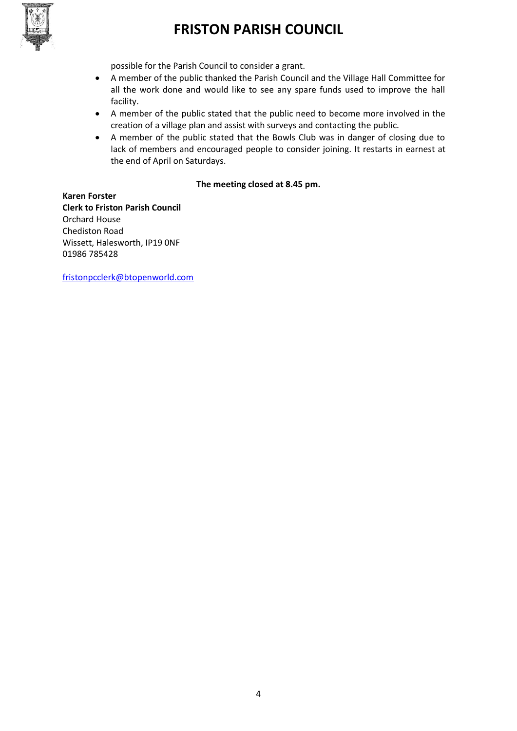possible for the Parish Council to consider a grant.

- A member of the public thanked the Parish Council and the Village Hall Committee for all the work done and would like to see any spare funds used to improve the hall facility.
- A member of the public stated that the public need to become more involved in the creation of a village plan and assist with surveys and contacting the public.
- A member of the public stated that the Bowls Club was in danger of closing due to lack of members and encouraged people to consider joining. It restarts in earnest at the end of April on Saturdays.

**The meeting closed at 8.45 pm.**

**Karen Forster**
**Clerk to Friston Parish Council**
Orchard House
Chediston Road
Wissett, Halesworth, IP19 0NF
01986 785428

fristonpcclerk@btopenworld.com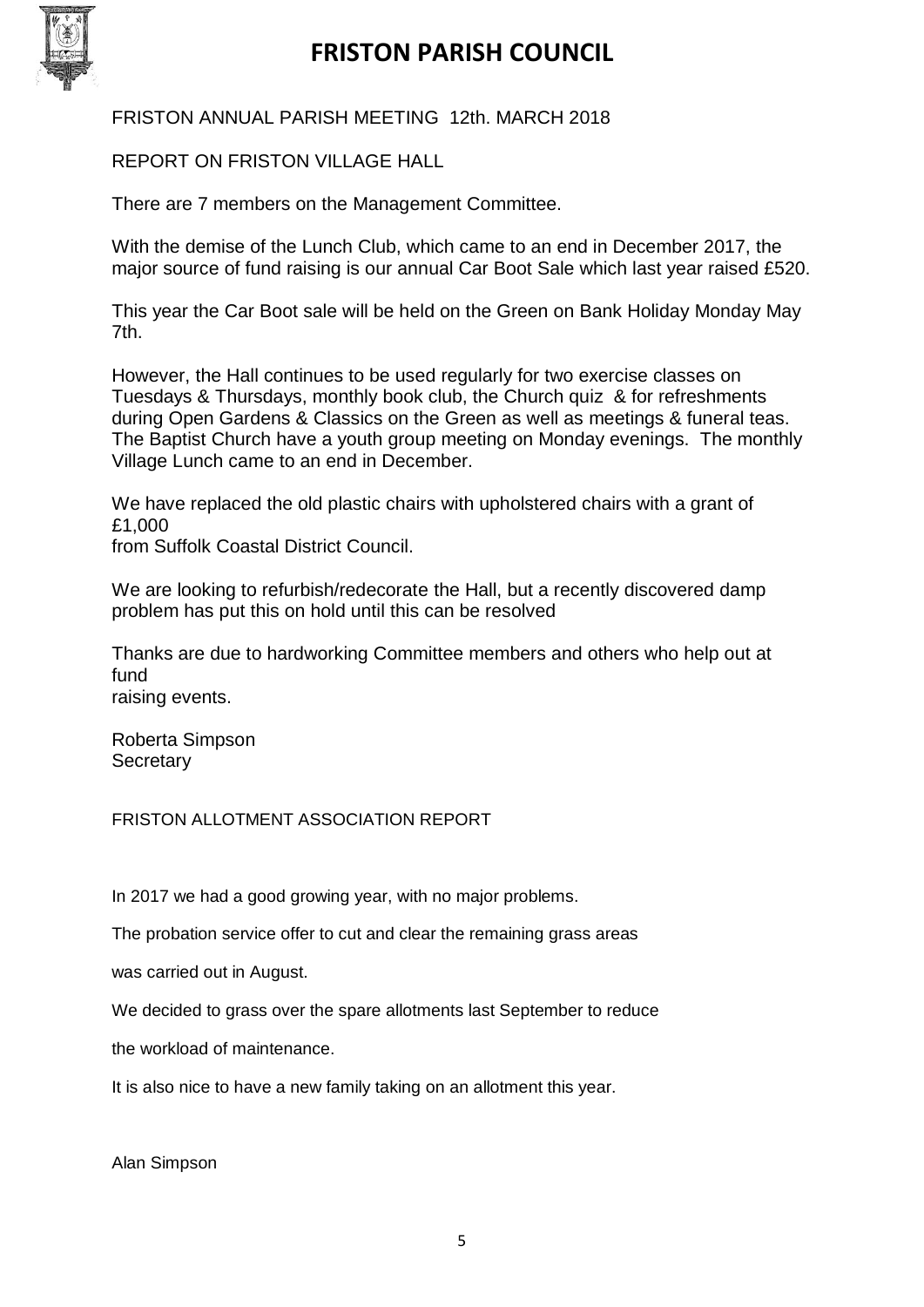# FRISTON PARISH COUNCIL

FRISTON ANNUAL PARISH MEETING 12th. MARCH 2018

REPORT ON FRISTON VILLAGE HALL

There are 7 members on the Management Committee.

With the demise of the Lunch Club, which came to an end in December 2017, the major source of fund raising is our annual Car Boot Sale which last year raised £520.

This year the Car Boot sale will be held on the Green on Bank Holiday Monday May 7th.

However, the Hall continues to be used regularly for two exercise classes on Tuesdays & Thursdays, monthly book club, the Church quiz & for refreshments during Open Gardens & Classics on the Green as well as meetings & funeral teas. The Baptist Church have a youth group meeting on Monday evenings. The monthly Village Lunch came to an end in December.

We have replaced the old plastic chairs with upholstered chairs with a grant of £1,000
from Suffolk Coastal District Council.

We are looking to refurbish/redecorate the Hall, but a recently discovered damp problem has put this on hold until this can be resolved

Thanks are due to hardworking Committee members and others who help out at fund
raising events.

Roberta Simpson
Secretary

FRISTON ALLOTMENT ASSOCIATION REPORT

In 2017 we had a good growing year, with no major problems.

The probation service offer to cut and clear the remaining grass areas

was carried out in August.

We decided to grass over the spare allotments last September to reduce

the workload of maintenance.

It is also nice to have a new family taking on an allotment this year.

Alan Simpson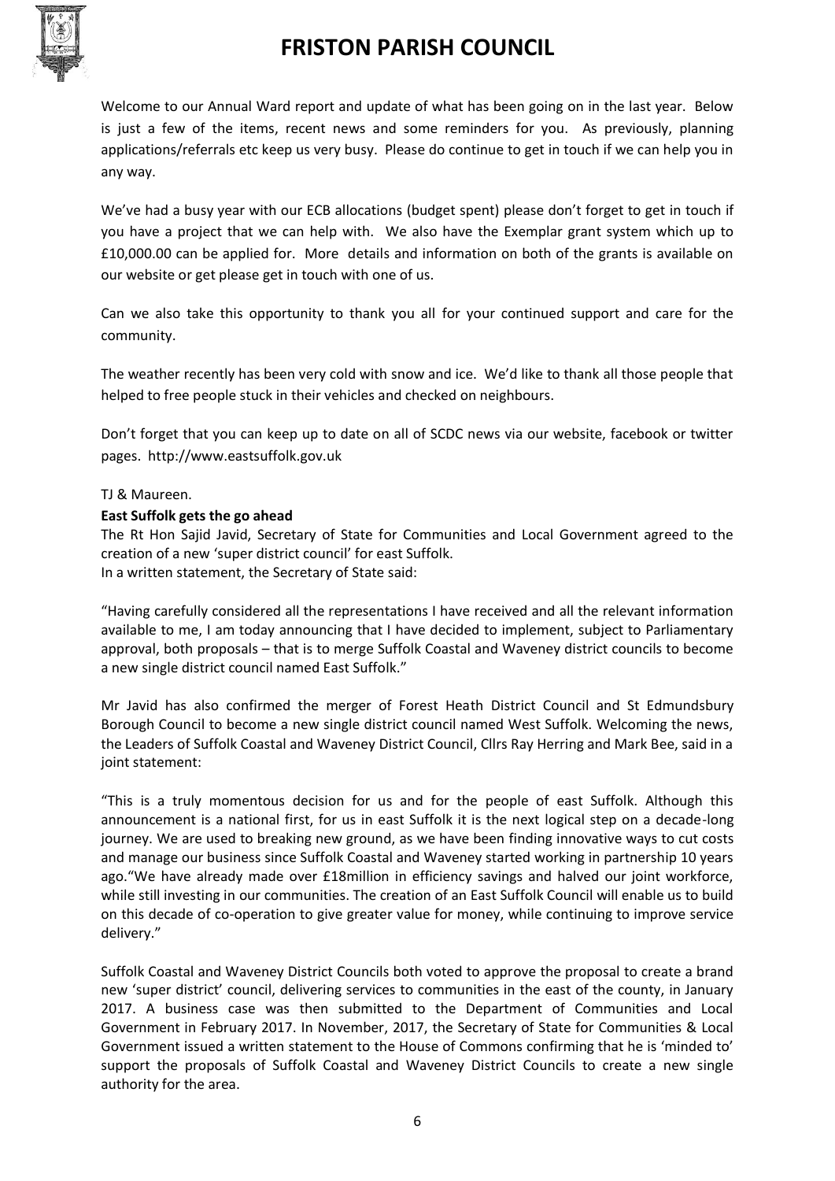# FRISTON PARISH COUNCIL

Welcome to our Annual Ward report and update of what has been going on in the last year. Below is just a few of the items, recent news and some reminders for you. As previously, planning applications/referrals etc keep us very busy. Please do continue to get in touch if we can help you in any way.

We've had a busy year with our ECB allocations (budget spent) please don't forget to get in touch if you have a project that we can help with. We also have the Exemplar grant system which up to £10,000.00 can be applied for. More details and information on both of the grants is available on our website or get please get in touch with one of us.

Can we also take this opportunity to thank you all for your continued support and care for the community.

The weather recently has been very cold with snow and ice. We'd like to thank all those people that helped to free people stuck in their vehicles and checked on neighbours.

Don't forget that you can keep up to date on all of SCDC news via our website, facebook or twitter pages. http://www.eastsuffolk.gov.uk

TJ & Maureen.

**East Suffolk gets the go ahead**

The Rt Hon Sajid Javid, Secretary of State for Communities and Local Government agreed to the creation of a new 'super district council' for east Suffolk.
In a written statement, the Secretary of State said:

"Having carefully considered all the representations I have received and all the relevant information available to me, I am today announcing that I have decided to implement, subject to Parliamentary approval, both proposals – that is to merge Suffolk Coastal and Waveney district councils to become a new single district council named East Suffolk."

Mr Javid has also confirmed the merger of Forest Heath District Council and St Edmundsbury Borough Council to become a new single district council named West Suffolk. Welcoming the news, the Leaders of Suffolk Coastal and Waveney District Council, Cllrs Ray Herring and Mark Bee, said in a joint statement:

"This is a truly momentous decision for us and for the people of east Suffolk. Although this announcement is a national first, for us in east Suffolk it is the next logical step on a decade-long journey. We are used to breaking new ground, as we have been finding innovative ways to cut costs and manage our business since Suffolk Coastal and Waveney started working in partnership 10 years ago."We have already made over £18million in efficiency savings and halved our joint workforce, while still investing in our communities. The creation of an East Suffolk Council will enable us to build on this decade of co-operation to give greater value for money, while continuing to improve service delivery."

Suffolk Coastal and Waveney District Councils both voted to approve the proposal to create a brand new 'super district' council, delivering services to communities in the east of the county, in January 2017. A business case was then submitted to the Department of Communities and Local Government in February 2017. In November, 2017, the Secretary of State for Communities & Local Government issued a written statement to the House of Commons confirming that he is 'minded to' support the proposals of Suffolk Coastal and Waveney District Councils to create a new single authority for the area.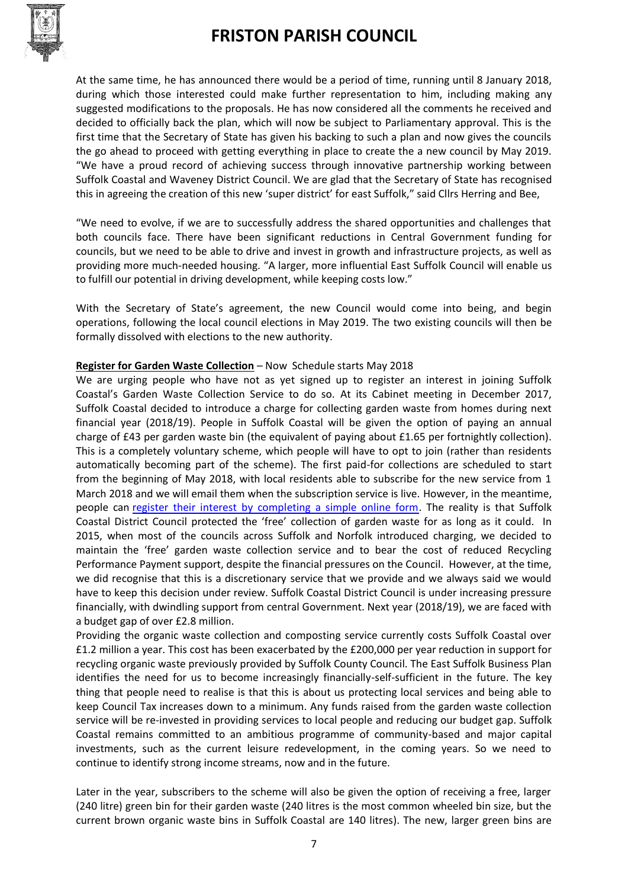At the same time, he has announced there would be a period of time, running until 8 January 2018, during which those interested could make further representation to him, including making any suggested modifications to the proposals. He has now considered all the comments he received and decided to officially back the plan, which will now be subject to Parliamentary approval. This is the first time that the Secretary of State has given his backing to such a plan and now gives the councils the go ahead to proceed with getting everything in place to create the a new council by May 2019. "We have a proud record of achieving success through innovative partnership working between Suffolk Coastal and Waveney District Council. We are glad that the Secretary of State has recognised this in agreeing the creation of this new 'super district' for east Suffolk," said Cllrs Herring and Bee,

"We need to evolve, if we are to successfully address the shared opportunities and challenges that both councils face. There have been significant reductions in Central Government funding for councils, but we need to be able to drive and invest in growth and infrastructure projects, as well as providing more much-needed housing. "A larger, more influential East Suffolk Council will enable us to fulfill our potential in driving development, while keeping costs low."

With the Secretary of State's agreement, the new Council would come into being, and begin operations, following the local council elections in May 2019. The two existing councils will then be formally dissolved with elections to the new authority.

**<u>Register for Garden Waste Collection</u>** – Now Schedule starts May 2018

We are urging people who have not as yet signed up to register an interest in joining Suffolk Coastal's Garden Waste Collection Service to do so. At its Cabinet meeting in December 2017, Suffolk Coastal decided to introduce a charge for collecting garden waste from homes during next financial year (2018/19). People in Suffolk Coastal will be given the option of paying an annual charge of £43 per garden waste bin (the equivalent of paying about £1.65 per fortnightly collection). This is a completely voluntary scheme, which people will have to opt to join (rather than residents automatically becoming part of the scheme). The first paid-for collections are scheduled to start from the beginning of May 2018, with local residents able to subscribe for the new service from 1 March 2018 and we will email them when the subscription service is live. However, in the meantime, people can register their interest by completing a simple online form. The reality is that Suffolk Coastal District Council protected the 'free' collection of garden waste for as long as it could. In 2015, when most of the councils across Suffolk and Norfolk introduced charging, we decided to maintain the 'free' garden waste collection service and to bear the cost of reduced Recycling Performance Payment support, despite the financial pressures on the Council. However, at the time, we did recognise that this is a discretionary service that we provide and we always said we would have to keep this decision under review. Suffolk Coastal District Council is under increasing pressure financially, with dwindling support from central Government. Next year (2018/19), we are faced with a budget gap of over £2.8 million.

Providing the organic waste collection and composting service currently costs Suffolk Coastal over £1.2 million a year. This cost has been exacerbated by the £200,000 per year reduction in support for recycling organic waste previously provided by Suffolk County Council. The East Suffolk Business Plan identifies the need for us to become increasingly financially-self-sufficient in the future. The key thing that people need to realise is that this is about us protecting local services and being able to keep Council Tax increases down to a minimum. Any funds raised from the garden waste collection service will be re-invested in providing services to local people and reducing our budget gap. Suffolk Coastal remains committed to an ambitious programme of community-based and major capital investments, such as the current leisure redevelopment, in the coming years. So we need to continue to identify strong income streams, now and in the future.

Later in the year, subscribers to the scheme will also be given the option of receiving a free, larger (240 litre) green bin for their garden waste (240 litres is the most common wheeled bin size, but the current brown organic waste bins in Suffolk Coastal are 140 litres). The new, larger green bins are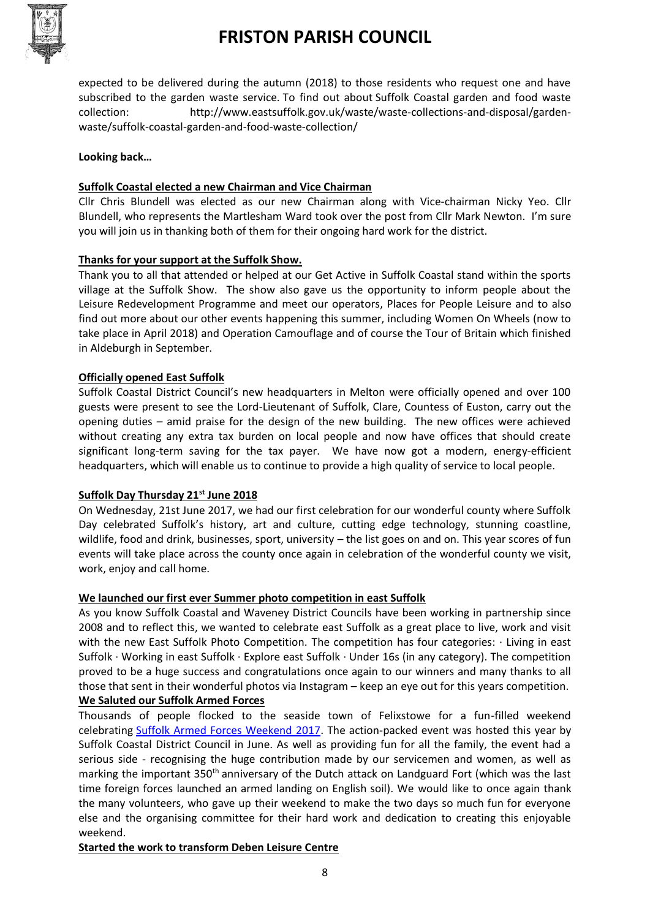expected to be delivered during the autumn (2018) to those residents who request one and have subscribed to the garden waste service. To find out about Suffolk Coastal garden and food waste collection: http://www.eastsuffolk.gov.uk/waste/waste-collections-and-disposal/garden-waste/suffolk-coastal-garden-and-food-waste-collection/

**Looking back…**

**Suffolk Coastal elected a new Chairman and Vice Chairman**

Cllr Chris Blundell was elected as our new Chairman along with Vice-chairman Nicky Yeo. Cllr Blundell, who represents the Martlesham Ward took over the post from Cllr Mark Newton. I'm sure you will join us in thanking both of them for their ongoing hard work for the district.

**Thanks for your support at the Suffolk Show.**

Thank you to all that attended or helped at our Get Active in Suffolk Coastal stand within the sports village at the Suffolk Show. The show also gave us the opportunity to inform people about the Leisure Redevelopment Programme and meet our operators, Places for People Leisure and to also find out more about our other events happening this summer, including Women On Wheels (now to take place in April 2018) and Operation Camouflage and of course the Tour of Britain which finished in Aldeburgh in September.

**Officially opened East Suffolk**

Suffolk Coastal District Council's new headquarters in Melton were officially opened and over 100 guests were present to see the Lord-Lieutenant of Suffolk, Clare, Countess of Euston, carry out the opening duties – amid praise for the design of the new building. The new offices were achieved without creating any extra tax burden on local people and now have offices that should create significant long-term saving for the tax payer. We have now got a modern, energy-efficient headquarters, which will enable us to continue to provide a high quality of service to local people.

**Suffolk Day Thursday 21st June 2018**

On Wednesday, 21st June 2017, we had our first celebration for our wonderful county where Suffolk Day celebrated Suffolk's history, art and culture, cutting edge technology, stunning coastline, wildlife, food and drink, businesses, sport, university – the list goes on and on. This year scores of fun events will take place across the county once again in celebration of the wonderful county we visit, work, enjoy and call home.

**We launched our first ever Summer photo competition in east Suffolk**

As you know Suffolk Coastal and Waveney District Councils have been working in partnership since 2008 and to reflect this, we wanted to celebrate east Suffolk as a great place to live, work and visit with the new East Suffolk Photo Competition. The competition has four categories: · Living in east Suffolk · Working in east Suffolk · Explore east Suffolk · Under 16s (in any category). The competition proved to be a huge success and congratulations once again to our winners and many thanks to all those that sent in their wonderful photos via Instagram – keep an eye out for this years competition.

**We Saluted our Suffolk Armed Forces**

Thousands of people flocked to the seaside town of Felixstowe for a fun-filled weekend celebrating Suffolk Armed Forces Weekend 2017. The action-packed event was hosted this year by Suffolk Coastal District Council in June. As well as providing fun for all the family, the event had a serious side - recognising the huge contribution made by our servicemen and women, as well as marking the important 350th anniversary of the Dutch attack on Landguard Fort (which was the last time foreign forces launched an armed landing on English soil). We would like to once again thank the many volunteers, who gave up their weekend to make the two days so much fun for everyone else and the organising committee for their hard work and dedication to creating this enjoyable weekend.

**Started the work to transform Deben Leisure Centre**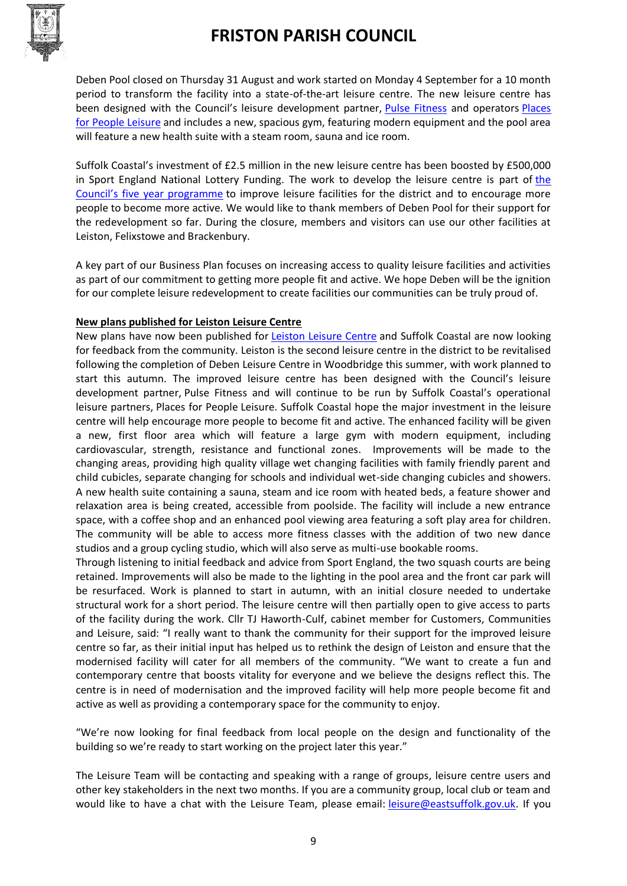Deben Pool closed on Thursday 31 August and work started on Monday 4 September for a 10 month period to transform the facility into a state-of-the-art leisure centre. The new leisure centre has been designed with the Council's leisure development partner, Pulse Fitness and operators Places for People Leisure and includes a new, spacious gym, featuring modern equipment and the pool area will feature a new health suite with a steam room, sauna and ice room.

Suffolk Coastal's investment of £2.5 million in the new leisure centre has been boosted by £500,000 in Sport England National Lottery Funding. The work to develop the leisure centre is part of the Council's five year programme to improve leisure facilities for the district and to encourage more people to become more active. We would like to thank members of Deben Pool for their support for the redevelopment so far. During the closure, members and visitors can use our other facilities at Leiston, Felixstowe and Brackenbury.

A key part of our Business Plan focuses on increasing access to quality leisure facilities and activities as part of our commitment to getting more people fit and active. We hope Deben will be the ignition for our complete leisure redevelopment to create facilities our communities can be truly proud of.

**New plans published for Leiston Leisure Centre**

New plans have now been published for Leiston Leisure Centre and Suffolk Coastal are now looking for feedback from the community. Leiston is the second leisure centre in the district to be revitalised following the completion of Deben Leisure Centre in Woodbridge this summer, with work planned to start this autumn. The improved leisure centre has been designed with the Council's leisure development partner, Pulse Fitness and will continue to be run by Suffolk Coastal's operational leisure partners, Places for People Leisure. Suffolk Coastal hope the major investment in the leisure centre will help encourage more people to become fit and active. The enhanced facility will be given a new, first floor area which will feature a large gym with modern equipment, including cardiovascular, strength, resistance and functional zones. Improvements will be made to the changing areas, providing high quality village wet changing facilities with family friendly parent and child cubicles, separate changing for schools and individual wet-side changing cubicles and showers. A new health suite containing a sauna, steam and ice room with heated beds, a feature shower and relaxation area is being created, accessible from poolside. The facility will include a new entrance space, with a coffee shop and an enhanced pool viewing area featuring a soft play area for children. The community will be able to access more fitness classes with the addition of two new dance studios and a group cycling studio, which will also serve as multi-use bookable rooms.

Through listening to initial feedback and advice from Sport England, the two squash courts are being retained. Improvements will also be made to the lighting in the pool area and the front car park will be resurfaced. Work is planned to start in autumn, with an initial closure needed to undertake structural work for a short period. The leisure centre will then partially open to give access to parts of the facility during the work. Cllr TJ Haworth-Culf, cabinet member for Customers, Communities and Leisure, said: "I really want to thank the community for their support for the improved leisure centre so far, as their initial input has helped us to rethink the design of Leiston and ensure that the modernised facility will cater for all members of the community. "We want to create a fun and contemporary centre that boosts vitality for everyone and we believe the designs reflect this. The centre is in need of modernisation and the improved facility will help more people become fit and active as well as providing a contemporary space for the community to enjoy.

"We're now looking for final feedback from local people on the design and functionality of the building so we're ready to start working on the project later this year."

The Leisure Team will be contacting and speaking with a range of groups, leisure centre users and other key stakeholders in the next two months. If you are a community group, local club or team and would like to have a chat with the Leisure Team, please email: leisure@eastsuffolk.gov.uk. If you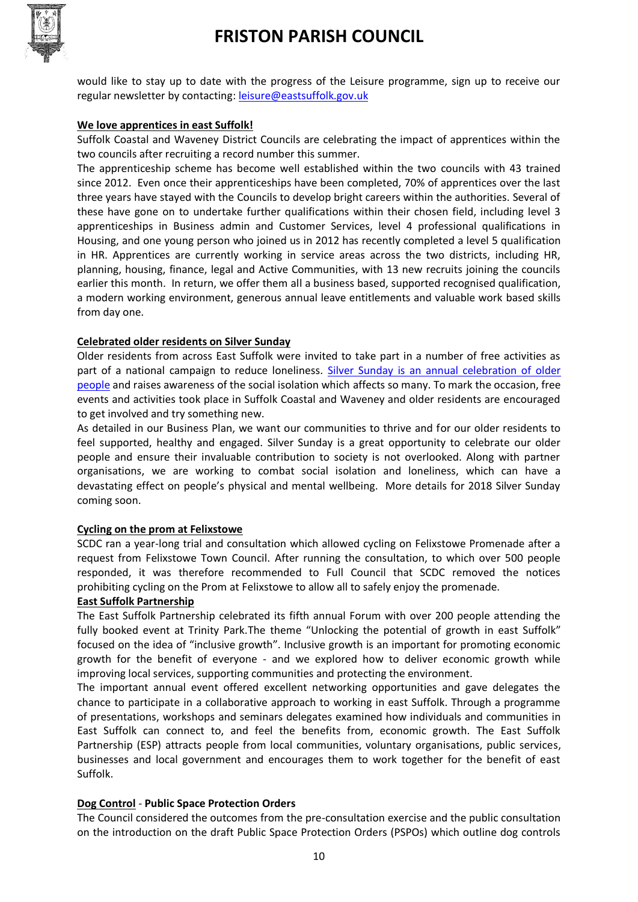would like to stay up to date with the progress of the Leisure programme, sign up to receive our regular newsletter by contacting: leisure@eastsuffolk.gov.uk

**We love apprentices in east Suffolk!**

Suffolk Coastal and Waveney District Councils are celebrating the impact of apprentices within the two councils after recruiting a record number this summer.

The apprenticeship scheme has become well established within the two councils with 43 trained since 2012. Even once their apprenticeships have been completed, 70% of apprentices over the last three years have stayed with the Councils to develop bright careers within the authorities. Several of these have gone on to undertake further qualifications within their chosen field, including level 3 apprenticeships in Business admin and Customer Services, level 4 professional qualifications in Housing, and one young person who joined us in 2012 has recently completed a level 5 qualification in HR. Apprentices are currently working in service areas across the two districts, including HR, planning, housing, finance, legal and Active Communities, with 13 new recruits joining the councils earlier this month. In return, we offer them all a business based, supported recognised qualification, a modern working environment, generous annual leave entitlements and valuable work based skills from day one.

**Celebrated older residents on Silver Sunday**

Older residents from across East Suffolk were invited to take part in a number of free activities as part of a national campaign to reduce loneliness. Silver Sunday is an annual celebration of older people and raises awareness of the social isolation which affects so many. To mark the occasion, free events and activities took place in Suffolk Coastal and Waveney and older residents are encouraged to get involved and try something new.

As detailed in our Business Plan, we want our communities to thrive and for our older residents to feel supported, healthy and engaged. Silver Sunday is a great opportunity to celebrate our older people and ensure their invaluable contribution to society is not overlooked. Along with partner organisations, we are working to combat social isolation and loneliness, which can have a devastating effect on people's physical and mental wellbeing. More details for 2018 Silver Sunday coming soon.

**Cycling on the prom at Felixstowe**

SCDC ran a year-long trial and consultation which allowed cycling on Felixstowe Promenade after a request from Felixstowe Town Council. After running the consultation, to which over 500 people responded, it was therefore recommended to Full Council that SCDC removed the notices prohibiting cycling on the Prom at Felixstowe to allow all to safely enjoy the promenade.

**East Suffolk Partnership**

The East Suffolk Partnership celebrated its fifth annual Forum with over 200 people attending the fully booked event at Trinity Park.The theme "Unlocking the potential of growth in east Suffolk" focused on the idea of "inclusive growth". Inclusive growth is an important for promoting economic growth for the benefit of everyone - and we explored how to deliver economic growth while improving local services, supporting communities and protecting the environment.

The important annual event offered excellent networking opportunities and gave delegates the chance to participate in a collaborative approach to working in east Suffolk. Through a programme of presentations, workshops and seminars delegates examined how individuals and communities in East Suffolk can connect to, and feel the benefits from, economic growth. The East Suffolk Partnership (ESP) attracts people from local communities, voluntary organisations, public services, businesses and local government and encourages them to work together for the benefit of east Suffolk.

**Dog Control - Public Space Protection Orders**

The Council considered the outcomes from the pre-consultation exercise and the public consultation on the introduction on the draft Public Space Protection Orders (PSPOs) which outline dog controls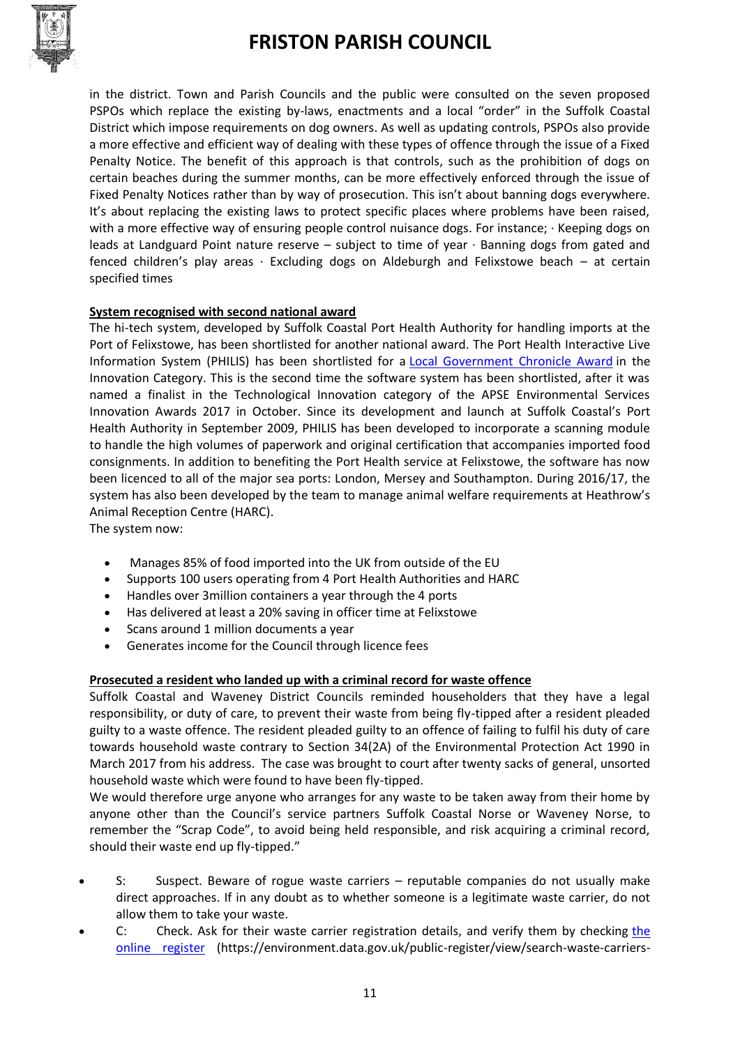in the district. Town and Parish Councils and the public were consulted on the seven proposed PSPOs which replace the existing by-laws, enactments and a local "order" in the Suffolk Coastal District which impose requirements on dog owners. As well as updating controls, PSPOs also provide a more effective and efficient way of dealing with these types of offence through the issue of a Fixed Penalty Notice. The benefit of this approach is that controls, such as the prohibition of dogs on certain beaches during the summer months, can be more effectively enforced through the issue of Fixed Penalty Notices rather than by way of prosecution. This isn't about banning dogs everywhere. It's about replacing the existing laws to protect specific places where problems have been raised, with a more effective way of ensuring people control nuisance dogs. For instance; · Keeping dogs on leads at Landguard Point nature reserve – subject to time of year · Banning dogs from gated and fenced children's play areas · Excluding dogs on Aldeburgh and Felixstowe beach – at certain specified times

**System recognised with second national award**

The hi-tech system, developed by Suffolk Coastal Port Health Authority for handling imports at the Port of Felixstowe, has been shortlisted for another national award. The Port Health Interactive Live Information System (PHILIS) has been shortlisted for a Local Government Chronicle Award in the Innovation Category. This is the second time the software system has been shortlisted, after it was named a finalist in the Technological Innovation category of the APSE Environmental Services Innovation Awards 2017 in October. Since its development and launch at Suffolk Coastal's Port Health Authority in September 2009, PHILIS has been developed to incorporate a scanning module to handle the high volumes of paperwork and original certification that accompanies imported food consignments. In addition to benefiting the Port Health service at Felixstowe, the software has now been licenced to all of the major sea ports: London, Mersey and Southampton. During 2016/17, the system has also been developed by the team to manage animal welfare requirements at Heathrow's Animal Reception Centre (HARC).

The system now:

- Manages 85% of food imported into the UK from outside of the EU
- Supports 100 users operating from 4 Port Health Authorities and HARC
- Handles over 3million containers a year through the 4 ports
- Has delivered at least a 20% saving in officer time at Felixstowe
- Scans around 1 million documents a year
- Generates income for the Council through licence fees

**Prosecuted a resident who landed up with a criminal record for waste offence**

Suffolk Coastal and Waveney District Councils reminded householders that they have a legal responsibility, or duty of care, to prevent their waste from being fly-tipped after a resident pleaded guilty to a waste offence. The resident pleaded guilty to an offence of failing to fulfil his duty of care towards household waste contrary to Section 34(2A) of the Environmental Protection Act 1990 in March 2017 from his address. The case was brought to court after twenty sacks of general, unsorted household waste which were found to have been fly-tipped.

We would therefore urge anyone who arranges for any waste to be taken away from their home by anyone other than the Council's service partners Suffolk Coastal Norse or Waveney Norse, to remember the "Scrap Code", to avoid being held responsible, and risk acquiring a criminal record, should their waste end up fly-tipped."

- S: Suspect. Beware of rogue waste carriers – reputable companies do not usually make direct approaches. If in any doubt as to whether someone is a legitimate waste carrier, do not allow them to take your waste.
- C: Check. Ask for their waste carrier registration details, and verify them by checking the online register (https://environment.data.gov.uk/public-register/view/search-waste-carriers-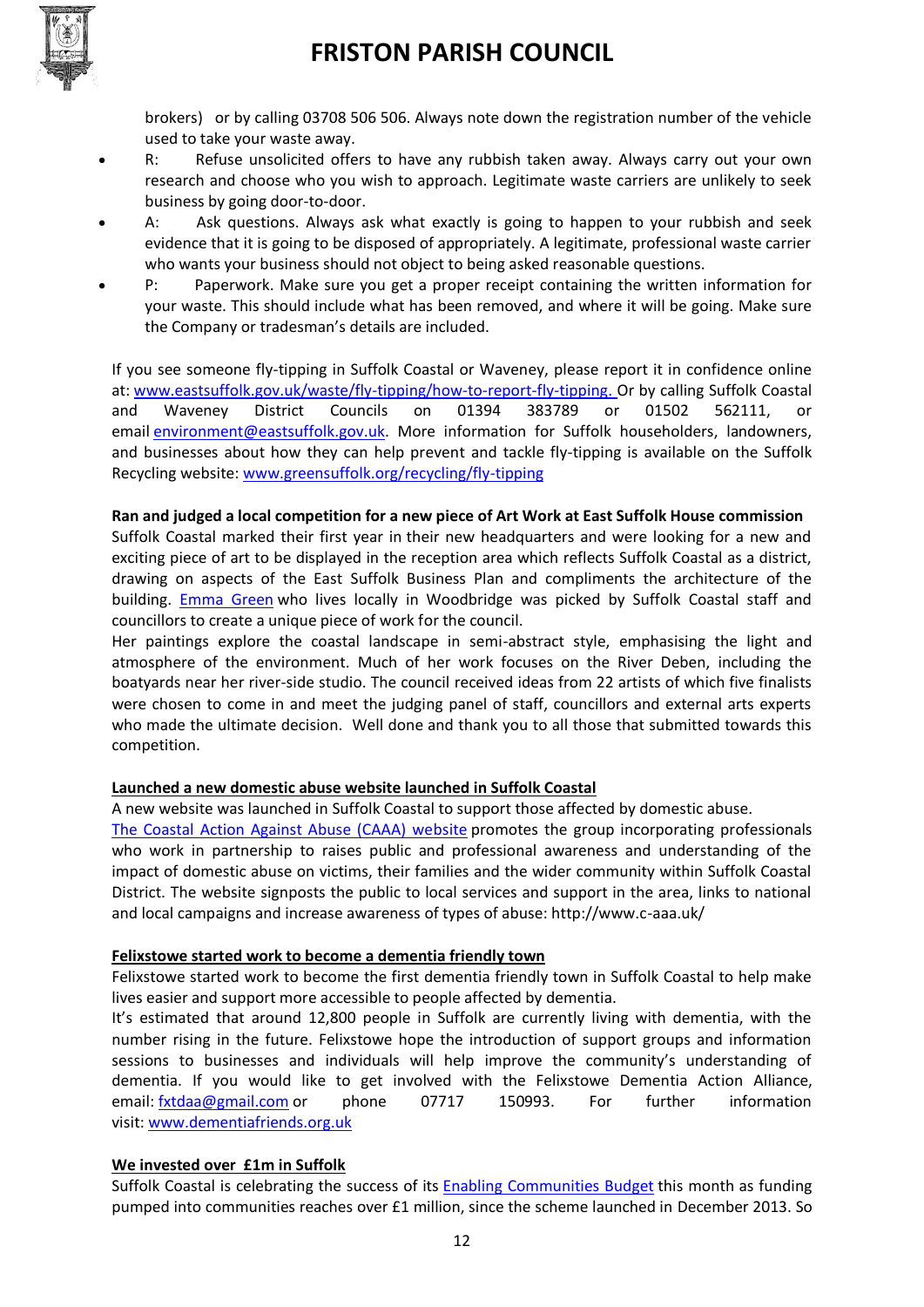brokers) or by calling 03708 506 506. Always note down the registration number of the vehicle used to take your waste away.

- R: Refuse unsolicited offers to have any rubbish taken away. Always carry out your own research and choose who you wish to approach. Legitimate waste carriers are unlikely to seek business by going door-to-door.
- A: Ask questions. Always ask what exactly is going to happen to your rubbish and seek evidence that it is going to be disposed of appropriately. A legitimate, professional waste carrier who wants your business should not object to being asked reasonable questions.
- P: Paperwork. Make sure you get a proper receipt containing the written information for your waste. This should include what has been removed, and where it will be going. Make sure the Company or tradesman's details are included.

If you see someone fly-tipping in Suffolk Coastal or Waveney, please report it in confidence online at: www.eastsuffolk.gov.uk/waste/fly-tipping/how-to-report-fly-tipping. Or by calling Suffolk Coastal and Waveney District Councils on 01394 383789 or 01502 562111, or email environment@eastsuffolk.gov.uk. More information for Suffolk householders, landowners, and businesses about how they can help prevent and tackle fly-tipping is available on the Suffolk Recycling website: www.greensuffolk.org/recycling/fly-tipping

**Ran and judged a local competition for a new piece of Art Work at East Suffolk House commission**

Suffolk Coastal marked their first year in their new headquarters and were looking for a new and exciting piece of art to be displayed in the reception area which reflects Suffolk Coastal as a district, drawing on aspects of the East Suffolk Business Plan and compliments the architecture of the building. Emma Green who lives locally in Woodbridge was picked by Suffolk Coastal staff and councillors to create a unique piece of work for the council.

Her paintings explore the coastal landscape in semi-abstract style, emphasising the light and atmosphere of the environment. Much of her work focuses on the River Deben, including the boatyards near her river-side studio. The council received ideas from 22 artists of which five finalists were chosen to come in and meet the judging panel of staff, councillors and external arts experts who made the ultimate decision. Well done and thank you to all those that submitted towards this competition.

**Launched a new domestic abuse website launched in Suffolk Coastal**

A new website was launched in Suffolk Coastal to support those affected by domestic abuse.

The Coastal Action Against Abuse (CAAA) website promotes the group incorporating professionals who work in partnership to raises public and professional awareness and understanding of the impact of domestic abuse on victims, their families and the wider community within Suffolk Coastal District. The website signposts the public to local services and support in the area, links to national and local campaigns and increase awareness of types of abuse: http://www.c-aaa.uk/

**Felixstowe started work to become a dementia friendly town**

Felixstowe started work to become the first dementia friendly town in Suffolk Coastal to help make lives easier and support more accessible to people affected by dementia.

It's estimated that around 12,800 people in Suffolk are currently living with dementia, with the number rising in the future. Felixstowe hope the introduction of support groups and information sessions to businesses and individuals will help improve the community's understanding of dementia. If you would like to get involved with the Felixstowe Dementia Action Alliance, email: fxtdaa@gmail.com or phone 07717 150993. For further information visit: www.dementiafriends.org.uk

**We invested over £1m in Suffolk**

Suffolk Coastal is celebrating the success of its Enabling Communities Budget this month as funding pumped into communities reaches over £1 million, since the scheme launched in December 2013. So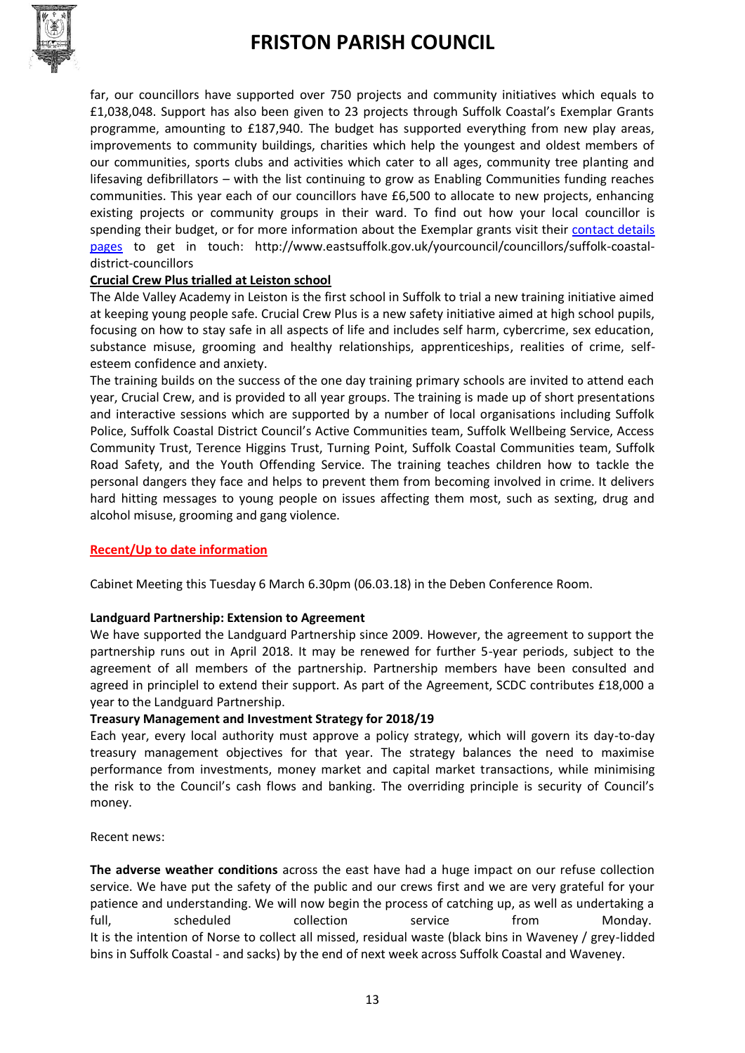far, our councillors have supported over 750 projects and community initiatives which equals to £1,038,048. Support has also been given to 23 projects through Suffolk Coastal's Exemplar Grants programme, amounting to £187,940. The budget has supported everything from new play areas, improvements to community buildings, charities which help the youngest and oldest members of our communities, sports clubs and activities which cater to all ages, community tree planting and lifesaving defibrillators – with the list continuing to grow as Enabling Communities funding reaches communities. This year each of our councillors have £6,500 to allocate to new projects, enhancing existing projects or community groups in their ward. To find out how your local councillor is spending their budget, or for more information about the Exemplar grants visit their [contact details pages](http://www.eastsuffolk.gov.uk/yourcouncil/councillors/suffolk-coastal-district-councillors) to get in touch: http://www.eastsuffolk.gov.uk/yourcouncil/councillors/suffolk-coastal-district-councillors

**Crucial Crew Plus trialled at Leiston school**

The Alde Valley Academy in Leiston is the first school in Suffolk to trial a new training initiative aimed at keeping young people safe. Crucial Crew Plus is a new safety initiative aimed at high school pupils, focusing on how to stay safe in all aspects of life and includes self harm, cybercrime, sex education, substance misuse, grooming and healthy relationships, apprenticeships, realities of crime, self-esteem confidence and anxiety.

The training builds on the success of the one day training primary schools are invited to attend each year, Crucial Crew, and is provided to all year groups. The training is made up of short presentations and interactive sessions which are supported by a number of local organisations including Suffolk Police, Suffolk Coastal District Council's Active Communities team, Suffolk Wellbeing Service, Access Community Trust, Terence Higgins Trust, Turning Point, Suffolk Coastal Communities team, Suffolk Road Safety, and the Youth Offending Service. The training teaches children how to tackle the personal dangers they face and helps to prevent them from becoming involved in crime. It delivers hard hitting messages to young people on issues affecting them most, such as sexting, drug and alcohol misuse, grooming and gang violence.

**Recent/Up to date information**

Cabinet Meeting this Tuesday 6 March 6.30pm (06.03.18) in the Deben Conference Room.

**Landguard Partnership: Extension to Agreement**

We have supported the Landguard Partnership since 2009. However, the agreement to support the partnership runs out in April 2018. It may be renewed for further 5-year periods, subject to the agreement of all members of the partnership. Partnership members have been consulted and agreed in principlel to extend their support. As part of the Agreement, SCDC contributes £18,000 a year to the Landguard Partnership.

**Treasury Management and Investment Strategy for 2018/19**

Each year, every local authority must approve a policy strategy, which will govern its day-to-day treasury management objectives for that year. The strategy balances the need to maximise performance from investments, money market and capital market transactions, while minimising the risk to the Council's cash flows and banking. The overriding principle is security of Council's money.

Recent news:

**The adverse weather conditions** across the east have had a huge impact on our refuse collection service. We have put the safety of the public and our crews first and we are very grateful for your patience and understanding. We will now begin the process of catching up, as well as undertaking a full, scheduled collection service from Monday.

It is the intention of Norse to collect all missed, residual waste (black bins in Waveney / grey-lidded bins in Suffolk Coastal - and sacks) by the end of next week across Suffolk Coastal and Waveney.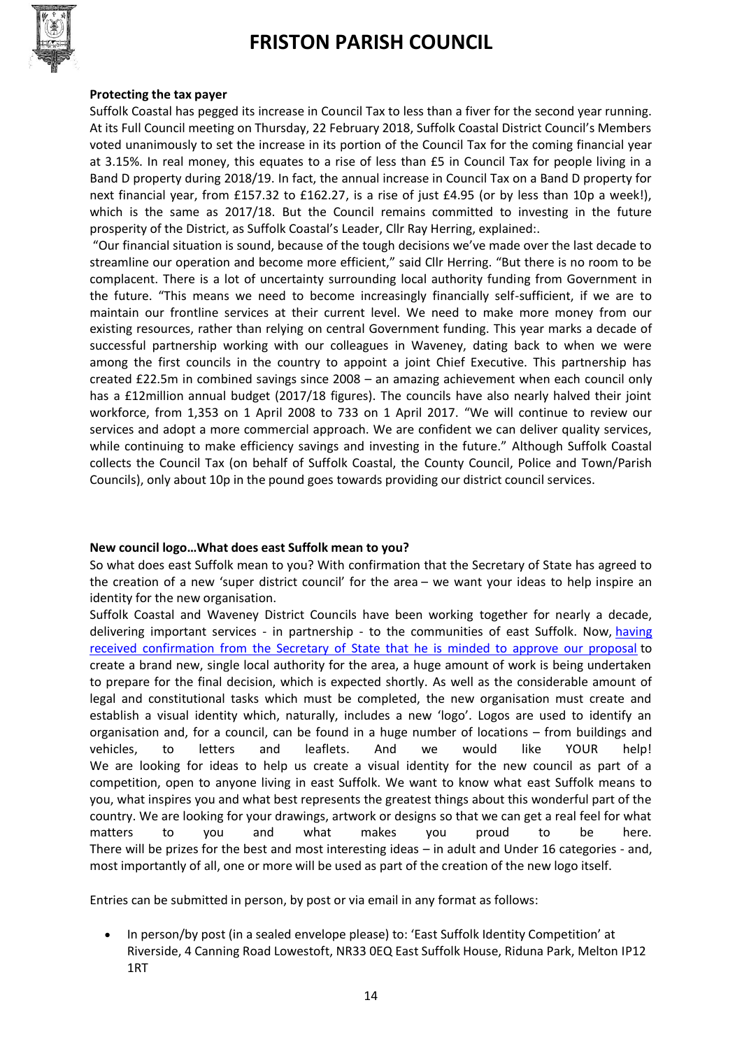**Protecting the tax payer**

Suffolk Coastal has pegged its increase in Council Tax to less than a fiver for the second year running. At its Full Council meeting on Thursday, 22 February 2018, Suffolk Coastal District Council's Members voted unanimously to set the increase in its portion of the Council Tax for the coming financial year at 3.15%. In real money, this equates to a rise of less than £5 in Council Tax for people living in a Band D property during 2018/19. In fact, the annual increase in Council Tax on a Band D property for next financial year, from £157.32 to £162.27, is a rise of just £4.95 (or by less than 10p a week!), which is the same as 2017/18. But the Council remains committed to investing in the future prosperity of the District, as Suffolk Coastal's Leader, Cllr Ray Herring, explained:.

"Our financial situation is sound, because of the tough decisions we've made over the last decade to streamline our operation and become more efficient," said Cllr Herring. "But there is no room to be complacent. There is a lot of uncertainty surrounding local authority funding from Government in the future. "This means we need to become increasingly financially self-sufficient, if we are to maintain our frontline services at their current level. We need to make more money from our existing resources, rather than relying on central Government funding. This year marks a decade of successful partnership working with our colleagues in Waveney, dating back to when we were among the first councils in the country to appoint a joint Chief Executive. This partnership has created £22.5m in combined savings since 2008 – an amazing achievement when each council only has a £12million annual budget (2017/18 figures). The councils have also nearly halved their joint workforce, from 1,353 on 1 April 2008 to 733 on 1 April 2017. "We will continue to review our services and adopt a more commercial approach. We are confident we can deliver quality services, while continuing to make efficiency savings and investing in the future." Although Suffolk Coastal collects the Council Tax (on behalf of Suffolk Coastal, the County Council, Police and Town/Parish Councils), only about 10p in the pound goes towards providing our district council services.

**New council logo…What does east Suffolk mean to you?**

So what does east Suffolk mean to you? With confirmation that the Secretary of State has agreed to the creation of a new 'super district council' for the area – we want your ideas to help inspire an identity for the new organisation.

Suffolk Coastal and Waveney District Councils have been working together for nearly a decade, delivering important services - in partnership - to the communities of east Suffolk. Now, having received confirmation from the Secretary of State that he is minded to approve our proposal to create a brand new, single local authority for the area, a huge amount of work is being undertaken to prepare for the final decision, which is expected shortly. As well as the considerable amount of legal and constitutional tasks which must be completed, the new organisation must create and establish a visual identity which, naturally, includes a new 'logo'. Logos are used to identify an organisation and, for a council, can be found in a huge number of locations – from buildings and vehicles, to letters and leaflets. And we would like YOUR help! We are looking for ideas to help us create a visual identity for the new council as part of a competition, open to anyone living in east Suffolk. We want to know what east Suffolk means to you, what inspires you and what best represents the greatest things about this wonderful part of the country. We are looking for your drawings, artwork or designs so that we can get a real feel for what matters to you and what makes you proud to be here. There will be prizes for the best and most interesting ideas – in adult and Under 16 categories - and, most importantly of all, one or more will be used as part of the creation of the new logo itself.

Entries can be submitted in person, by post or via email in any format as follows:

- In person/by post (in a sealed envelope please) to: 'East Suffolk Identity Competition' at Riverside, 4 Canning Road Lowestoft, NR33 0EQ East Suffolk House, Riduna Park, Melton IP12 1RT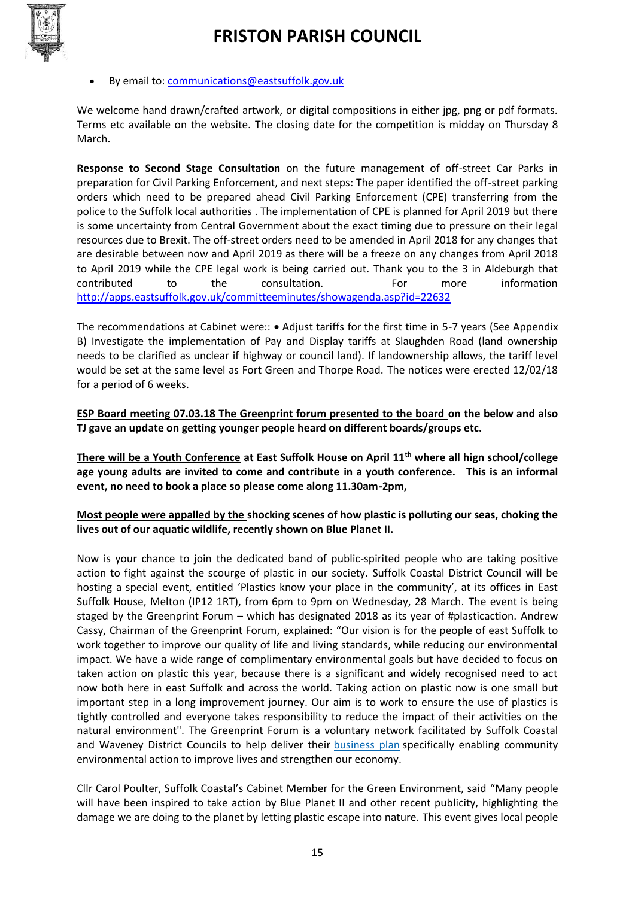- By email to: [communications@eastsuffolk.gov.uk](mailto:communications@eastsuffolk.gov.uk)

We welcome hand drawn/crafted artwork, or digital compositions in either jpg, png or pdf formats. Terms etc available on the website. The closing date for the competition is midday on Thursday 8 March.

**Response to Second Stage Consultation** on the future management of off-street Car Parks in preparation for Civil Parking Enforcement, and next steps: The paper identified the off-street parking orders which need to be prepared ahead Civil Parking Enforcement (CPE) transferring from the police to the Suffolk local authorities . The implementation of CPE is planned for April 2019 but there is some uncertainty from Central Government about the exact timing due to pressure on their legal resources due to Brexit. The off-street orders need to be amended in April 2018 for any changes that are desirable between now and April 2019 as there will be a freeze on any changes from April 2018 to April 2019 while the CPE legal work is being carried out. Thank you to the 3 in Aldeburgh that contributed to the consultation. For more information http://apps.eastsuffolk.gov.uk/committeeminutes/showagenda.asp?id=22632

The recommendations at Cabinet were:: • Adjust tariffs for the first time in 5-7 years (See Appendix B) Investigate the implementation of Pay and Display tariffs at Slaughden Road (land ownership needs to be clarified as unclear if highway or council land). If landownership allows, the tariff level would be set at the same level as Fort Green and Thorpe Road. The notices were erected 12/02/18 for a period of 6 weeks.

**ESP Board meeting 07.03.18 The Greenprint forum presented to the board on the below and also TJ gave an update on getting younger people heard on different boards/groups etc.**

**There will be a Youth Conference at East Suffolk House on April 11th where all hign school/college age young adults are invited to come and contribute in a youth conference. This is an informal event, no need to book a place so please come along 11.30am-2pm,**

**Most people were appalled by the shocking scenes of how plastic is polluting our seas, choking the lives out of our aquatic wildlife, recently shown on Blue Planet II.**

Now is your chance to join the dedicated band of public-spirited people who are taking positive action to fight against the scourge of plastic in our society. Suffolk Coastal District Council will be hosting a special event, entitled 'Plastics know your place in the community', at its offices in East Suffolk House, Melton (IP12 1RT), from 6pm to 9pm on Wednesday, 28 March. The event is being staged by the Greenprint Forum – which has designated 2018 as its year of #plasticaction. Andrew Cassy, Chairman of the Greenprint Forum, explained: "Our vision is for the people of east Suffolk to work together to improve our quality of life and living standards, while reducing our environmental impact. We have a wide range of complimentary environmental goals but have decided to focus on taken action on plastic this year, because there is a significant and widely recognised need to act now both here in east Suffolk and across the world. Taking action on plastic now is one small but important step in a long improvement journey. Our aim is to work to ensure the use of plastics is tightly controlled and everyone takes responsibility to reduce the impact of their activities on the natural environment". The Greenprint Forum is a voluntary network facilitated by Suffolk Coastal and Waveney District Councils to help deliver their business plan specifically enabling community environmental action to improve lives and strengthen our economy.

Cllr Carol Poulter, Suffolk Coastal's Cabinet Member for the Green Environment, said "Many people will have been inspired to take action by Blue Planet II and other recent publicity, highlighting the damage we are doing to the planet by letting plastic escape into nature. This event gives local people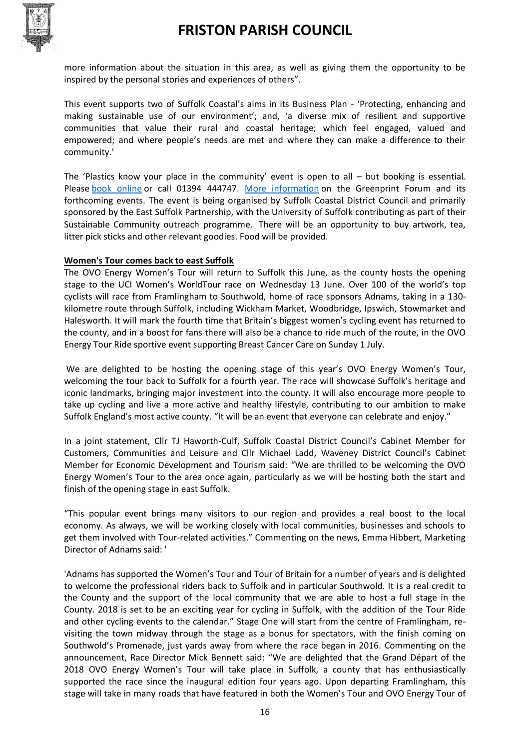more information about the situation in this area, as well as giving them the opportunity to be inspired by the personal stories and experiences of others".

This event supports two of Suffolk Coastal's aims in its Business Plan - 'Protecting, enhancing and making sustainable use of our environment'; and, 'a diverse mix of resilient and supportive communities that value their rural and coastal heritage; which feel engaged, valued and empowered; and where people's needs are met and where they can make a difference to their community.'

The 'Plastics know your place in the community' event is open to all – but booking is essential. Please book online or call 01394 444747. More information on the Greenprint Forum and its forthcoming events. The event is being organised by Suffolk Coastal District Council and primarily sponsored by the East Suffolk Partnership, with the University of Suffolk contributing as part of their Sustainable Community outreach programme. There will be an opportunity to buy artwork, tea, litter pick sticks and other relevant goodies. Food will be provided.

**Women's Tour comes back to east Suffolk**

The OVO Energy Women's Tour will return to Suffolk this June, as the county hosts the opening stage to the UCI Women's WorldTour race on Wednesday 13 June. Over 100 of the world's top cyclists will race from Framlingham to Southwold, home of race sponsors Adnams, taking in a 130-kilometre route through Suffolk, including Wickham Market, Woodbridge, Ipswich, Stowmarket and Halesworth. It will mark the fourth time that Britain's biggest women's cycling event has returned to the county, and in a boost for fans there will also be a chance to ride much of the route, in the OVO Energy Tour Ride sportive event supporting Breast Cancer Care on Sunday 1 July.

We are delighted to be hosting the opening stage of this year's OVO Energy Women's Tour, welcoming the tour back to Suffolk for a fourth year. The race will showcase Suffolk's heritage and iconic landmarks, bringing major investment into the county. It will also encourage more people to take up cycling and live a more active and healthy lifestyle, contributing to our ambition to make Suffolk England's most active county. "It will be an event that everyone can celebrate and enjoy."

In a joint statement, Cllr TJ Haworth-Culf, Suffolk Coastal District Council's Cabinet Member for Customers, Communities and Leisure and Cllr Michael Ladd, Waveney District Council's Cabinet Member for Economic Development and Tourism said: "We are thrilled to be welcoming the OVO Energy Women's Tour to the area once again, particularly as we will be hosting both the start and finish of the opening stage in east Suffolk.

"This popular event brings many visitors to our region and provides a real boost to the local economy. As always, we will be working closely with local communities, businesses and schools to get them involved with Tour-related activities." Commenting on the news, Emma Hibbert, Marketing Director of Adnams said: '

'Adnams has supported the Women's Tour and Tour of Britain for a number of years and is delighted to welcome the professional riders back to Suffolk and in particular Southwold. It is a real credit to the County and the support of the local community that we are able to host a full stage in the County. 2018 is set to be an exciting year for cycling in Suffolk, with the addition of the Tour Ride and other cycling events to the calendar." Stage One will start from the centre of Framlingham, re-visiting the town midway through the stage as a bonus for spectators, with the finish coming on Southwold's Promenade, just yards away from where the race began in 2016. Commenting on the announcement, Race Director Mick Bennett said: "We are delighted that the Grand Départ of the 2018 OVO Energy Women's Tour will take place in Suffolk, a county that has enthusiastically supported the race since the inaugural edition four years ago. Upon departing Framlingham, this stage will take in many roads that have featured in both the Women's Tour and OVO Energy Tour of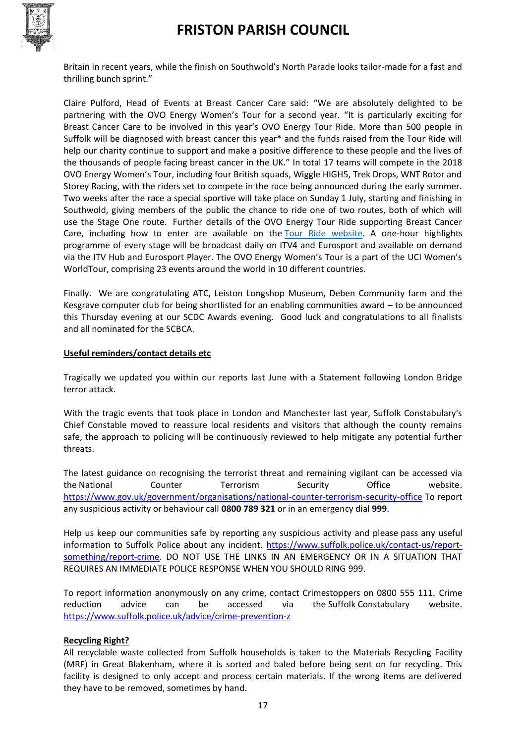Britain in recent years, while the finish on Southwold's North Parade looks tailor-made for a fast and thrilling bunch sprint."

Claire Pulford, Head of Events at Breast Cancer Care said: "We are absolutely delighted to be partnering with the OVO Energy Women's Tour for a second year. "It is particularly exciting for Breast Cancer Care to be involved in this year's OVO Energy Tour Ride. More than 500 people in Suffolk will be diagnosed with breast cancer this year* and the funds raised from the Tour Ride will help our charity continue to support and make a positive difference to these people and the lives of the thousands of people facing breast cancer in the UK." In total 17 teams will compete in the 2018 OVO Energy Women's Tour, including four British squads, Wiggle HIGH5, Trek Drops, WNT Rotor and Storey Racing, with the riders set to compete in the race being announced during the early summer. Two weeks after the race a special sportive will take place on Sunday 1 July, starting and finishing in Southwold, giving members of the public the chance to ride one of two routes, both of which will use the Stage One route. Further details of the OVO Energy Tour Ride supporting Breast Cancer Care, including how to enter are available on the Tour Ride website. A one-hour highlights programme of every stage will be broadcast daily on ITV4 and Eurosport and available on demand via the ITV Hub and Eurosport Player. The OVO Energy Women's Tour is a part of the UCI Women's WorldTour, comprising 23 events around the world in 10 different countries.

Finally. We are congratulating ATC, Leiston Longshop Museum, Deben Community farm and the Kesgrave computer club for being shortlisted for an enabling communities award – to be announced this Thursday evening at our SCDC Awards evening. Good luck and congratulations to all finalists and all nominated for the SCBCA.

**Useful reminders/contact details etc**

Tragically we updated you within our reports last June with a Statement following London Bridge terror attack.

With the tragic events that took place in London and Manchester last year, Suffolk Constabulary's Chief Constable moved to reassure local residents and visitors that although the county remains safe, the approach to policing will be continuously reviewed to help mitigate any potential further threats.

The latest guidance on recognising the terrorist threat and remaining vigilant can be accessed via the National Counter Terrorism Security Office website. https://www.gov.uk/government/organisations/national-counter-terrorism-security-office To report any suspicious activity or behaviour call **0800 789 321** or in an emergency dial **999**.

Help us keep our communities safe by reporting any suspicious activity and please pass any useful information to Suffolk Police about any incident. https://www.suffolk.police.uk/contact-us/report-something/report-crime. DO NOT USE THE LINKS IN AN EMERGENCY OR IN A SITUATION THAT REQUIRES AN IMMEDIATE POLICE RESPONSE WHEN YOU SHOULD RING 999.

To report information anonymously on any crime, contact Crimestoppers on 0800 555 111. Crime reduction advice can be accessed via the Suffolk Constabulary website. https://www.suffolk.police.uk/advice/crime-prevention-z

**Recycling Right?**

All recyclable waste collected from Suffolk households is taken to the Materials Recycling Facility (MRF) in Great Blakenham, where it is sorted and baled before being sent on for recycling. This facility is designed to only accept and process certain materials. If the wrong items are delivered they have to be removed, sometimes by hand.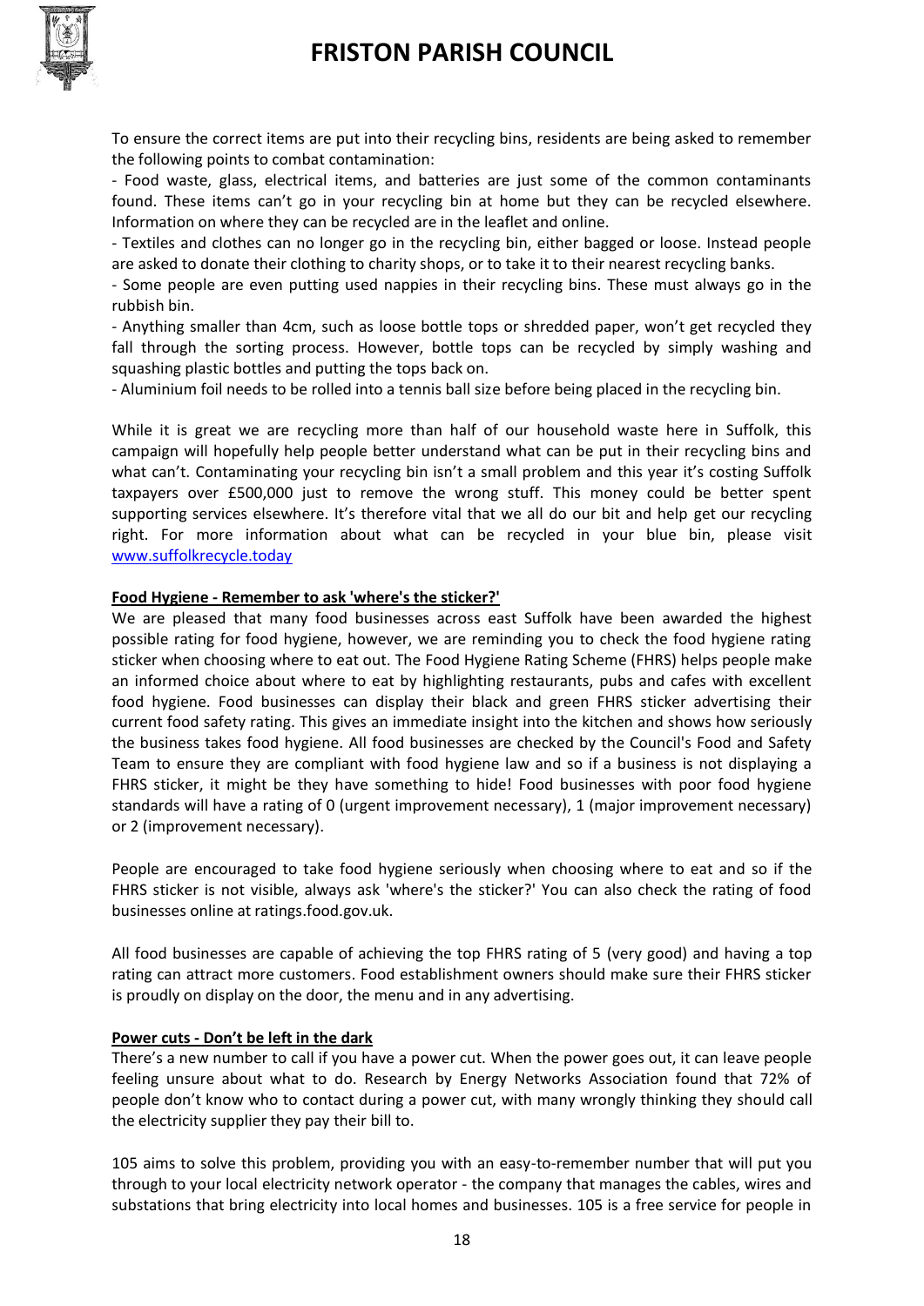To ensure the correct items are put into their recycling bins, residents are being asked to remember the following points to combat contamination:

- Food waste, glass, electrical items, and batteries are just some of the common contaminants found. These items can't go in your recycling bin at home but they can be recycled elsewhere. Information on where they can be recycled are in the leaflet and online.
- Textiles and clothes can no longer go in the recycling bin, either bagged or loose. Instead people are asked to donate their clothing to charity shops, or to take it to their nearest recycling banks.
- Some people are even putting used nappies in their recycling bins. These must always go in the rubbish bin.
- Anything smaller than 4cm, such as loose bottle tops or shredded paper, won't get recycled they fall through the sorting process. However, bottle tops can be recycled by simply washing and squashing plastic bottles and putting the tops back on.
- Aluminium foil needs to be rolled into a tennis ball size before being placed in the recycling bin.

While it is great we are recycling more than half of our household waste here in Suffolk, this campaign will hopefully help people better understand what can be put in their recycling bins and what can't. Contaminating your recycling bin isn't a small problem and this year it's costing Suffolk taxpayers over £500,000 just to remove the wrong stuff. This money could be better spent supporting services elsewhere. It's therefore vital that we all do our bit and help get our recycling right. For more information about what can be recycled in your blue bin, please visit [www.suffolkrecycle.today](www.suffolkrecycle.today)

**Food Hygiene - Remember to ask 'where's the sticker?'**

We are pleased that many food businesses across east Suffolk have been awarded the highest possible rating for food hygiene, however, we are reminding you to check the food hygiene rating sticker when choosing where to eat out. The Food Hygiene Rating Scheme (FHRS) helps people make an informed choice about where to eat by highlighting restaurants, pubs and cafes with excellent food hygiene. Food businesses can display their black and green FHRS sticker advertising their current food safety rating. This gives an immediate insight into the kitchen and shows how seriously the business takes food hygiene. All food businesses are checked by the Council's Food and Safety Team to ensure they are compliant with food hygiene law and so if a business is not displaying a FHRS sticker, it might be they have something to hide! Food businesses with poor food hygiene standards will have a rating of 0 (urgent improvement necessary), 1 (major improvement necessary) or 2 (improvement necessary).

People are encouraged to take food hygiene seriously when choosing where to eat and so if the FHRS sticker is not visible, always ask 'where's the sticker?' You can also check the rating of food businesses online at ratings.food.gov.uk.

All food businesses are capable of achieving the top FHRS rating of 5 (very good) and having a top rating can attract more customers. Food establishment owners should make sure their FHRS sticker is proudly on display on the door, the menu and in any advertising.

**Power cuts - Don't be left in the dark**

There's a new number to call if you have a power cut. When the power goes out, it can leave people feeling unsure about what to do. Research by Energy Networks Association found that 72% of people don't know who to contact during a power cut, with many wrongly thinking they should call the electricity supplier they pay their bill to.

105 aims to solve this problem, providing you with an easy-to-remember number that will put you through to your local electricity network operator - the company that manages the cables, wires and substations that bring electricity into local homes and businesses. 105 is a free service for people in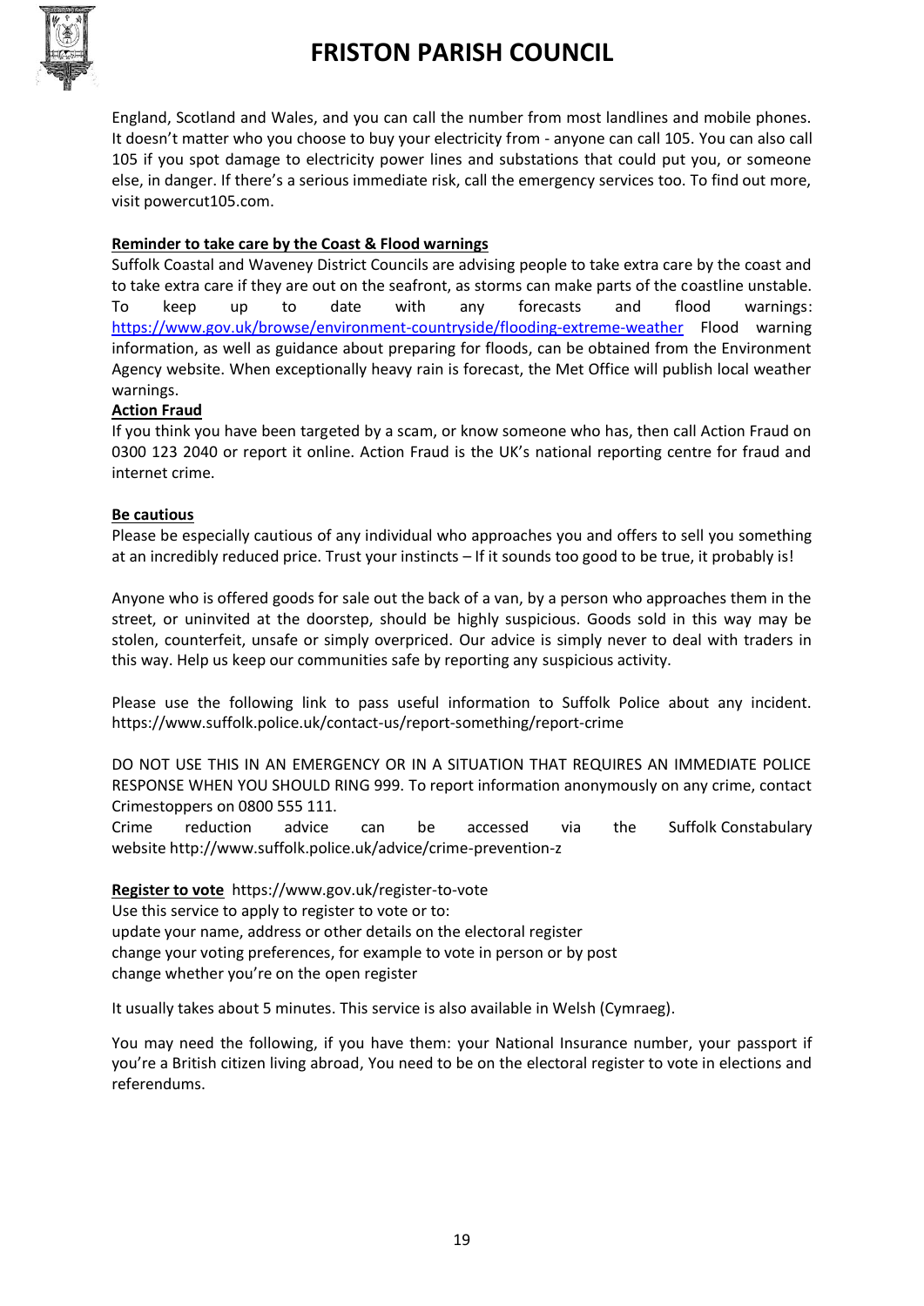England, Scotland and Wales, and you can call the number from most landlines and mobile phones. It doesn't matter who you choose to buy your electricity from - anyone can call 105. You can also call 105 if you spot damage to electricity power lines and substations that could put you, or someone else, in danger. If there's a serious immediate risk, call the emergency services too. To find out more, visit powercut105.com.

**Reminder to take care by the Coast & Flood warnings**

Suffolk Coastal and Waveney District Councils are advising people to take extra care by the coast and to take extra care if they are out on the seafront, as storms can make parts of the coastline unstable. To keep up to date with any forecasts and flood warnings: https://www.gov.uk/browse/environment-countryside/flooding-extreme-weather Flood warning information, as well as guidance about preparing for floods, can be obtained from the Environment Agency website. When exceptionally heavy rain is forecast, the Met Office will publish local weather warnings.

**Action Fraud**

If you think you have been targeted by a scam, or know someone who has, then call Action Fraud on 0300 123 2040 or report it online. Action Fraud is the UK's national reporting centre for fraud and internet crime.

**Be cautious**

Please be especially cautious of any individual who approaches you and offers to sell you something at an incredibly reduced price. Trust your instincts – If it sounds too good to be true, it probably is!

Anyone who is offered goods for sale out the back of a van, by a person who approaches them in the street, or uninvited at the doorstep, should be highly suspicious. Goods sold in this way may be stolen, counterfeit, unsafe or simply overpriced. Our advice is simply never to deal with traders in this way. Help us keep our communities safe by reporting any suspicious activity.

Please use the following link to pass useful information to Suffolk Police about any incident. https://www.suffolk.police.uk/contact-us/report-something/report-crime

DO NOT USE THIS IN AN EMERGENCY OR IN A SITUATION THAT REQUIRES AN IMMEDIATE POLICE RESPONSE WHEN YOU SHOULD RING 999. To report information anonymously on any crime, contact Crimestoppers on 0800 555 111.
Crime reduction advice can be accessed via the Suffolk Constabulary website http://www.suffolk.police.uk/advice/crime-prevention-z

**Register to vote** https://www.gov.uk/register-to-vote
Use this service to apply to register to vote or to:
update your name, address or other details on the electoral register
change your voting preferences, for example to vote in person or by post
change whether you're on the open register

It usually takes about 5 minutes. This service is also available in Welsh (Cymraeg).

You may need the following, if you have them: your National Insurance number, your passport if you're a British citizen living abroad, You need to be on the electoral register to vote in elections and referendums.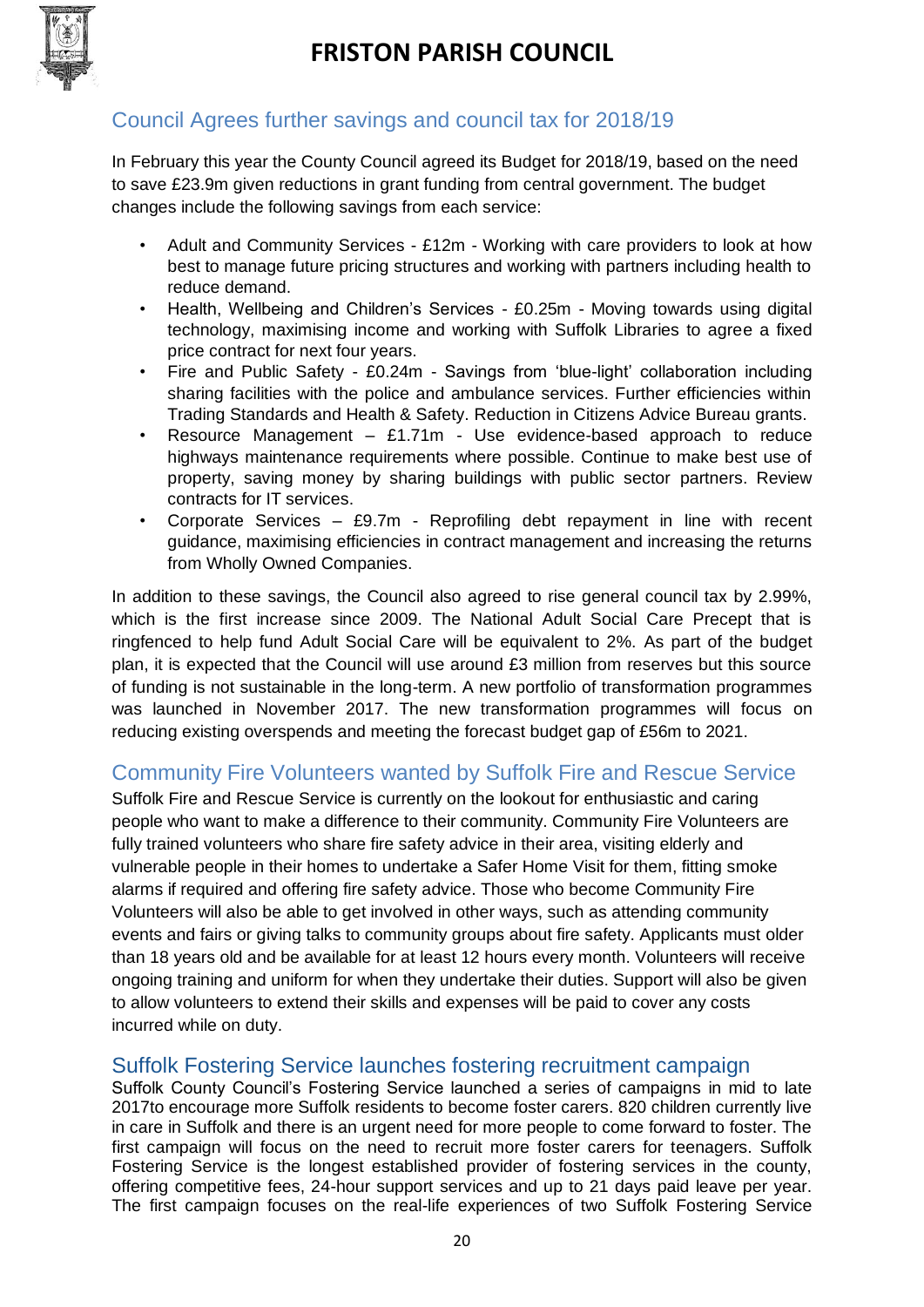# FRISTON PARISH COUNCIL

## Council Agrees further savings and council tax for 2018/19

In February this year the County Council agreed its Budget for 2018/19, based on the need to save £23.9m given reductions in grant funding from central government. The budget changes include the following savings from each service:

- Adult and Community Services - £12m - Working with care providers to look at how best to manage future pricing structures and working with partners including health to reduce demand.
- Health, Wellbeing and Children's Services - £0.25m - Moving towards using digital technology, maximising income and working with Suffolk Libraries to agree a fixed price contract for next four years.
- Fire and Public Safety - £0.24m - Savings from 'blue-light' collaboration including sharing facilities with the police and ambulance services. Further efficiencies within Trading Standards and Health & Safety. Reduction in Citizens Advice Bureau grants.
- Resource Management – £1.71m - Use evidence-based approach to reduce highways maintenance requirements where possible. Continue to make best use of property, saving money by sharing buildings with public sector partners. Review contracts for IT services.
- Corporate Services – £9.7m - Reprofiling debt repayment in line with recent guidance, maximising efficiencies in contract management and increasing the returns from Wholly Owned Companies.

In addition to these savings, the Council also agreed to rise general council tax by 2.99%, which is the first increase since 2009. The National Adult Social Care Precept that is ringfenced to help fund Adult Social Care will be equivalent to 2%. As part of the budget plan, it is expected that the Council will use around £3 million from reserves but this source of funding is not sustainable in the long-term. A new portfolio of transformation programmes was launched in November 2017. The new transformation programmes will focus on reducing existing overspends and meeting the forecast budget gap of £56m to 2021.

## Community Fire Volunteers wanted by Suffolk Fire and Rescue Service

Suffolk Fire and Rescue Service is currently on the lookout for enthusiastic and caring people who want to make a difference to their community. Community Fire Volunteers are fully trained volunteers who share fire safety advice in their area, visiting elderly and vulnerable people in their homes to undertake a Safer Home Visit for them, fitting smoke alarms if required and offering fire safety advice. Those who become Community Fire Volunteers will also be able to get involved in other ways, such as attending community events and fairs or giving talks to community groups about fire safety. Applicants must older than 18 years old and be available for at least 12 hours every month. Volunteers will receive ongoing training and uniform for when they undertake their duties. Support will also be given to allow volunteers to extend their skills and expenses will be paid to cover any costs incurred while on duty.

## Suffolk Fostering Service launches fostering recruitment campaign

Suffolk County Council's Fostering Service launched a series of campaigns in mid to late 2017to encourage more Suffolk residents to become foster carers. 820 children currently live in care in Suffolk and there is an urgent need for more people to come forward to foster. The first campaign will focus on the need to recruit more foster carers for teenagers. Suffolk Fostering Service is the longest established provider of fostering services in the county, offering competitive fees, 24-hour support services and up to 21 days paid leave per year. The first campaign focuses on the real-life experiences of two Suffolk Fostering Service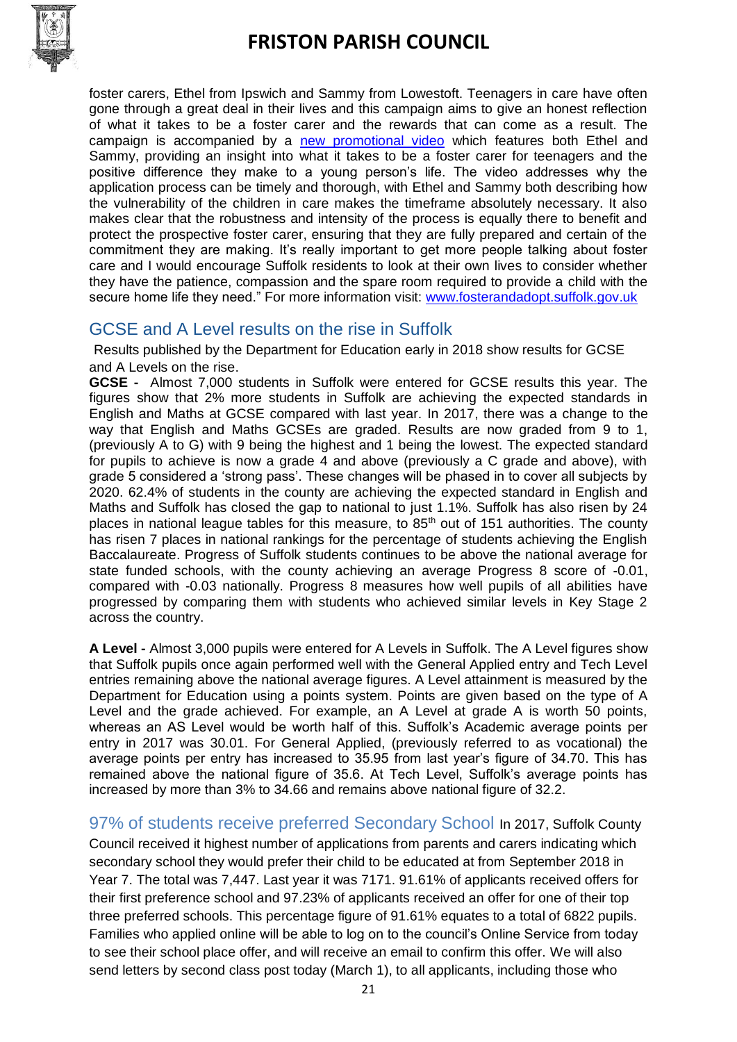foster carers, Ethel from Ipswich and Sammy from Lowestoft. Teenagers in care have often gone through a great deal in their lives and this campaign aims to give an honest reflection of what it takes to be a foster carer and the rewards that can come as a result. The campaign is accompanied by a new promotional video which features both Ethel and Sammy, providing an insight into what it takes to be a foster carer for teenagers and the positive difference they make to a young person's life. The video addresses why the application process can be timely and thorough, with Ethel and Sammy both describing how the vulnerability of the children in care makes the timeframe absolutely necessary. It also makes clear that the robustness and intensity of the process is equally there to benefit and protect the prospective foster carer, ensuring that they are fully prepared and certain of the commitment they are making. It's really important to get more people talking about foster care and I would encourage Suffolk residents to look at their own lives to consider whether they have the patience, compassion and the spare room required to provide a child with the secure home life they need." For more information visit: www.fosterandadopt.suffolk.gov.uk

## GCSE and A Level results on the rise in Suffolk

Results published by the Department for Education early in 2018 show results for GCSE and A Levels on the rise.

**GCSE -** Almost 7,000 students in Suffolk were entered for GCSE results this year. The figures show that 2% more students in Suffolk are achieving the expected standards in English and Maths at GCSE compared with last year. In 2017, there was a change to the way that English and Maths GCSEs are graded. Results are now graded from 9 to 1, (previously A to G) with 9 being the highest and 1 being the lowest. The expected standard for pupils to achieve is now a grade 4 and above (previously a C grade and above), with grade 5 considered a 'strong pass'. These changes will be phased in to cover all subjects by 2020. 62.4% of students in the county are achieving the expected standard in English and Maths and Suffolk has closed the gap to national to just 1.1%. Suffolk has also risen by 24 places in national league tables for this measure, to 85th out of 151 authorities. The county has risen 7 places in national rankings for the percentage of students achieving the English Baccalaureate. Progress of Suffolk students continues to be above the national average for state funded schools, with the county achieving an average Progress 8 score of -0.01, compared with -0.03 nationally. Progress 8 measures how well pupils of all abilities have progressed by comparing them with students who achieved similar levels in Key Stage 2 across the country.

**A Level -** Almost 3,000 pupils were entered for A Levels in Suffolk. The A Level figures show that Suffolk pupils once again performed well with the General Applied entry and Tech Level entries remaining above the national average figures. A Level attainment is measured by the Department for Education using a points system. Points are given based on the type of A Level and the grade achieved. For example, an A Level at grade A is worth 50 points, whereas an AS Level would be worth half of this. Suffolk's Academic average points per entry in 2017 was 30.01. For General Applied, (previously referred to as vocational) the average points per entry has increased to 35.95 from last year's figure of 34.70. This has remained above the national figure of 35.6. At Tech Level, Suffolk's average points has increased by more than 3% to 34.66 and remains above national figure of 32.2.

## 97% of students receive preferred Secondary School

In 2017, Suffolk County Council received it highest number of applications from parents and carers indicating which secondary school they would prefer their child to be educated at from September 2018 in Year 7. The total was 7,447. Last year it was 7171. 91.61% of applicants received offers for their first preference school and 97.23% of applicants received an offer for one of their top three preferred schools. This percentage figure of 91.61% equates to a total of 6822 pupils. Families who applied online will be able to log on to the council's Online Service from today to see their school place offer, and will receive an email to confirm this offer. We will also send letters by second class post today (March 1), to all applicants, including those who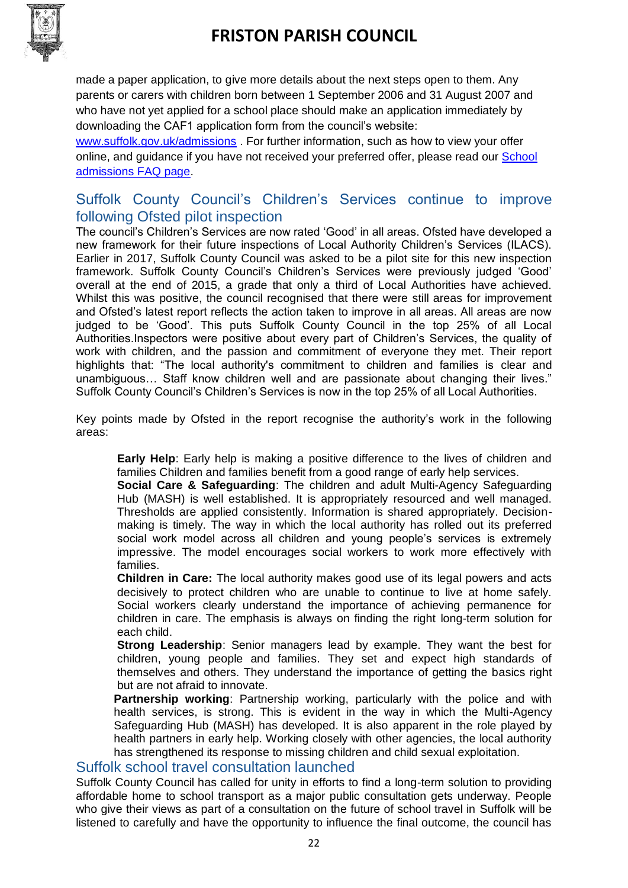made a paper application, to give more details about the next steps open to them. Any parents or carers with children born between 1 September 2006 and 31 August 2007 and who have not yet applied for a school place should make an application immediately by downloading the CAF1 application form from the council's website: [www.suffolk.gov.uk/admissions](www.suffolk.gov.uk/admissions) . For further information, such as how to view your offer online, and guidance if you have not received your preferred offer, please read our School admissions FAQ page.

## Suffolk County Council's Children's Services continue to improve following Ofsted pilot inspection

The council's Children's Services are now rated 'Good' in all areas. Ofsted have developed a new framework for their future inspections of Local Authority Children's Services (ILACS). Earlier in 2017, Suffolk County Council was asked to be a pilot site for this new inspection framework. Suffolk County Council's Children's Services were previously judged 'Good' overall at the end of 2015, a grade that only a third of Local Authorities have achieved. Whilst this was positive, the council recognised that there were still areas for improvement and Ofsted's latest report reflects the action taken to improve in all areas. All areas are now judged to be 'Good'. This puts Suffolk County Council in the top 25% of all Local Authorities.Inspectors were positive about every part of Children's Services, the quality of work with children, and the passion and commitment of everyone they met. Their report highlights that: "The local authority's commitment to children and families is clear and unambiguous… Staff know children well and are passionate about changing their lives." Suffolk County Council's Children's Services is now in the top 25% of all Local Authorities.

Key points made by Ofsted in the report recognise the authority's work in the following areas:

**Early Help**: Early help is making a positive difference to the lives of children and families Children and families benefit from a good range of early help services.
**Social Care & Safeguarding**: The children and adult Multi-Agency Safeguarding Hub (MASH) is well established. It is appropriately resourced and well managed. Thresholds are applied consistently. Information is shared appropriately. Decision-making is timely. The way in which the local authority has rolled out its preferred social work model across all children and young people's services is extremely impressive. The model encourages social workers to work more effectively with families.
**Children in Care:** The local authority makes good use of its legal powers and acts decisively to protect children who are unable to continue to live at home safely. Social workers clearly understand the importance of achieving permanence for children in care. The emphasis is always on finding the right long-term solution for each child.
**Strong Leadership**: Senior managers lead by example. They want the best for children, young people and families. They set and expect high standards of themselves and others. They understand the importance of getting the basics right but are not afraid to innovate.
**Partnership working**: Partnership working, particularly with the police and with health services, is strong. This is evident in the way in which the Multi-Agency Safeguarding Hub (MASH) has developed. It is also apparent in the role played by health partners in early help. Working closely with other agencies, the local authority has strengthened its response to missing children and child sexual exploitation.

## Suffolk school travel consultation launched

Suffolk County Council has called for unity in efforts to find a long-term solution to providing affordable home to school transport as a major public consultation gets underway. People who give their views as part of a consultation on the future of school travel in Suffolk will be listened to carefully and have the opportunity to influence the final outcome, the council has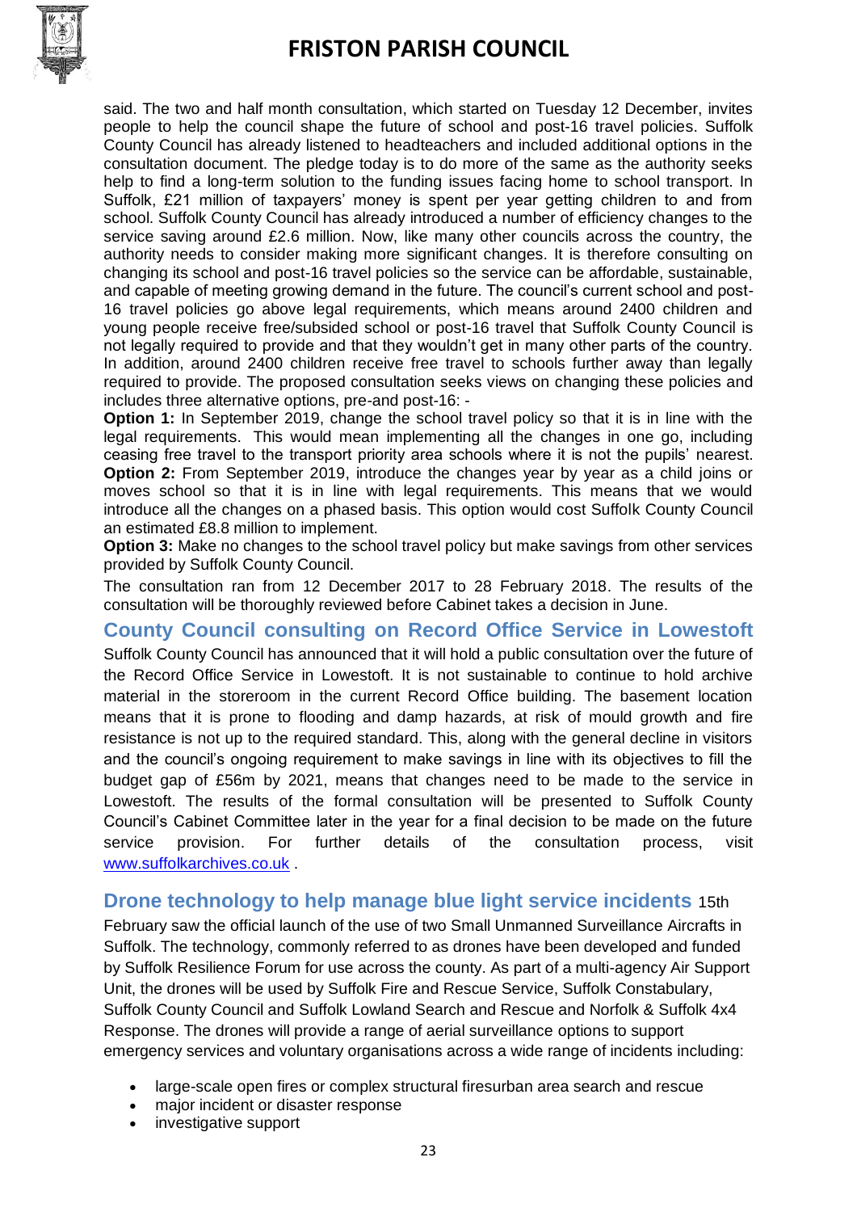said. The two and half month consultation, which started on Tuesday 12 December, invites people to help the council shape the future of school and post-16 travel policies. Suffolk County Council has already listened to headteachers and included additional options in the consultation document. The pledge today is to do more of the same as the authority seeks help to find a long-term solution to the funding issues facing home to school transport. In Suffolk, £21 million of taxpayers' money is spent per year getting children to and from school. Suffolk County Council has already introduced a number of efficiency changes to the service saving around £2.6 million. Now, like many other councils across the country, the authority needs to consider making more significant changes. It is therefore consulting on changing its school and post-16 travel policies so the service can be affordable, sustainable, and capable of meeting growing demand in the future. The council's current school and post-16 travel policies go above legal requirements, which means around 2400 children and young people receive free/subsided school or post-16 travel that Suffolk County Council is not legally required to provide and that they wouldn't get in many other parts of the country. In addition, around 2400 children receive free travel to schools further away than legally required to provide. The proposed consultation seeks views on changing these policies and includes three alternative options, pre-and post-16: -

**Option 1:** In September 2019, change the school travel policy so that it is in line with the legal requirements. This would mean implementing all the changes in one go, including ceasing free travel to the transport priority area schools where it is not the pupils' nearest.

**Option 2:** From September 2019, introduce the changes year by year as a child joins or moves school so that it is in line with legal requirements. This means that we would introduce all the changes on a phased basis. This option would cost Suffolk County Council an estimated £8.8 million to implement.

**Option 3:** Make no changes to the school travel policy but make savings from other services provided by Suffolk County Council.

The consultation ran from 12 December 2017 to 28 February 2018. The results of the consultation will be thoroughly reviewed before Cabinet takes a decision in June.

## County Council consulting on Record Office Service in Lowestoft

Suffolk County Council has announced that it will hold a public consultation over the future of the Record Office Service in Lowestoft. It is not sustainable to continue to hold archive material in the storeroom in the current Record Office building. The basement location means that it is prone to flooding and damp hazards, at risk of mould growth and fire resistance is not up to the required standard. This, along with the general decline in visitors and the council's ongoing requirement to make savings in line with its objectives to fill the budget gap of £56m by 2021, means that changes need to be made to the service in Lowestoft. The results of the formal consultation will be presented to Suffolk County Council's Cabinet Committee later in the year for a final decision to be made on the future service provision. For further details of the consultation process, visit www.suffolkarchives.co.uk .

## Drone technology to help manage blue light service incidents

15th February saw the official launch of the use of two Small Unmanned Surveillance Aircrafts in Suffolk. The technology, commonly referred to as drones have been developed and funded by Suffolk Resilience Forum for use across the county. As part of a multi-agency Air Support Unit, the drones will be used by Suffolk Fire and Rescue Service, Suffolk Constabulary, Suffolk County Council and Suffolk Lowland Search and Rescue and Norfolk & Suffolk 4x4 Response. The drones will provide a range of aerial surveillance options to support emergency services and voluntary organisations across a wide range of incidents including:

- large-scale open fires or complex structural firesurban area search and rescue
- major incident or disaster response
- investigative support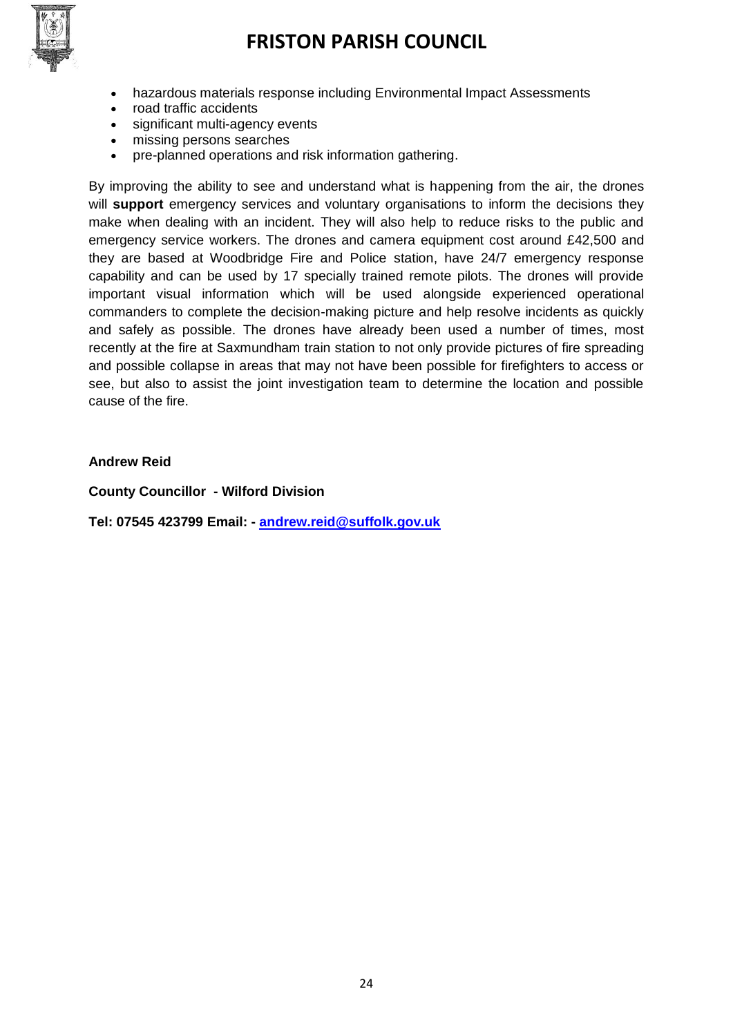- hazardous materials response including Environmental Impact Assessments
- road traffic accidents
- significant multi-agency events
- missing persons searches
- pre-planned operations and risk information gathering.

By improving the ability to see and understand what is happening from the air, the drones will **support** emergency services and voluntary organisations to inform the decisions they make when dealing with an incident. They will also help to reduce risks to the public and emergency service workers. The drones and camera equipment cost around £42,500 and they are based at Woodbridge Fire and Police station, have 24/7 emergency response capability and can be used by 17 specially trained remote pilots. The drones will provide important visual information which will be used alongside experienced operational commanders to complete the decision-making picture and help resolve incidents as quickly and safely as possible. The drones have already been used a number of times, most recently at the fire at Saxmundham train station to not only provide pictures of fire spreading and possible collapse in areas that may not have been possible for firefighters to access or see, but also to assist the joint investigation team to determine the location and possible cause of the fire.

**Andrew Reid**

**County Councillor - Wilford Division**

**Tel: 07545 423799 Email: - [andrew.reid@suffolk.gov.uk](mailto:andrew.reid@suffolk.gov.uk)**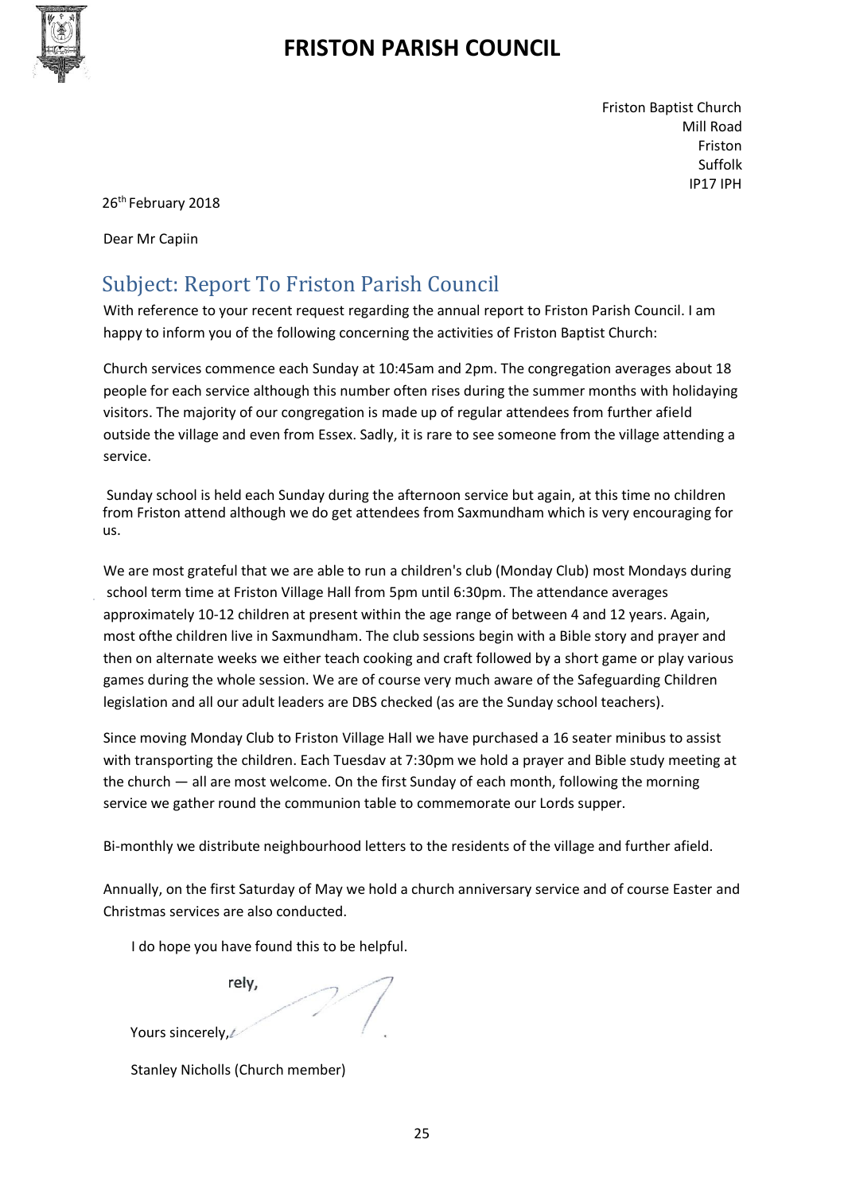# FRISTON PARISH COUNCIL

Friston Baptist Church
Mill Road
Friston
Suffolk
IP17 IPH

26th February 2018

Dear Mr Capiin

## Subject: Report To Friston Parish Council

With reference to your recent request regarding the annual report to Friston Parish Council. I am happy to inform you of the following concerning the activities of Friston Baptist Church:

Church services commence each Sunday at 10:45am and 2pm. The congregation averages about 18 people for each service although this number often rises during the summer months with holidaying visitors. The majority of our congregation is made up of regular attendees from further afield outside the village and even from Essex. Sadly, it is rare to see someone from the village attending a service.

Sunday school is held each Sunday during the afternoon service but again, at this time no children from Friston attend although we do get attendees from Saxmundham which is very encouraging for us.

We are most grateful that we are able to run a children's club (Monday Club) most Mondays during school term time at Friston Village Hall from 5pm until 6:30pm. The attendance averages approximately 10-12 children at present within the age range of between 4 and 12 years. Again, most ofthe children live in Saxmundham. The club sessions begin with a Bible story and prayer and then on alternate weeks we either teach cooking and craft followed by a short game or play various games during the whole session. We are of course very much aware of the Safeguarding Children legislation and all our adult leaders are DBS checked (as are the Sunday school teachers).

Since moving Monday Club to Friston Village Hall we have purchased a 16 seater minibus to assist with transporting the children. Each Tuesdav at 7:30pm we hold a prayer and Bible study meeting at the church — all are most welcome. On the first Sunday of each month, following the morning service we gather round the communion table to commemorate our Lords supper.

Bi-monthly we distribute neighbourhood letters to the residents of the village and further afield.

Annually, on the first Saturday of May we hold a church anniversary service and of course Easter and Christmas services are also conducted.

I do hope you have found this to be helpful.

rely,

Yours sincerely,

Stanley Nicholls (Church member)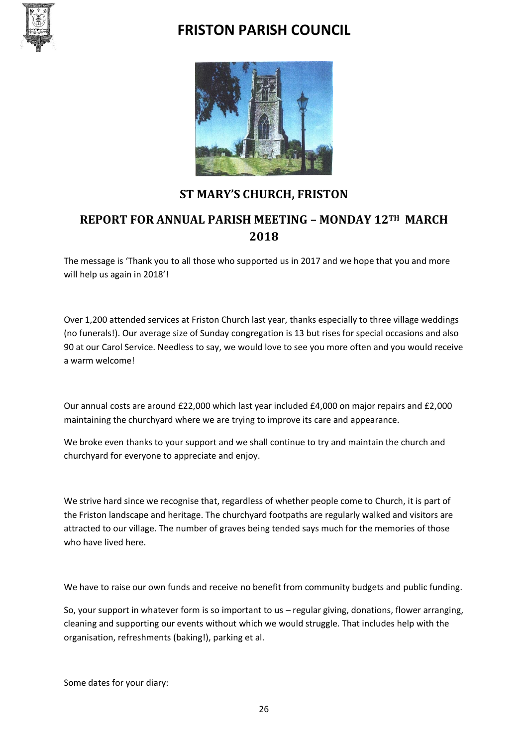# FRISTON PARISH COUNCIL

## ST MARY'S CHURCH, FRISTON

## REPORT FOR ANNUAL PARISH MEETING – MONDAY 12TH MARCH 2018

The message is 'Thank you to all those who supported us in 2017 and we hope that you and more will help us again in 2018'!

Over 1,200 attended services at Friston Church last year, thanks especially to three village weddings (no funerals!). Our average size of Sunday congregation is 13 but rises for special occasions and also 90 at our Carol Service. Needless to say, we would love to see you more often and you would receive a warm welcome!

Our annual costs are around £22,000 which last year included £4,000 on major repairs and £2,000 maintaining the churchyard where we are trying to improve its care and appearance.

We broke even thanks to your support and we shall continue to try and maintain the church and churchyard for everyone to appreciate and enjoy.

We strive hard since we recognise that, regardless of whether people come to Church, it is part of the Friston landscape and heritage. The churchyard footpaths are regularly walked and visitors are attracted to our village. The number of graves being tended says much for the memories of those who have lived here.

We have to raise our own funds and receive no benefit from community budgets and public funding.

So, your support in whatever form is so important to us – regular giving, donations, flower arranging, cleaning and supporting our events without which we would struggle. That includes help with the organisation, refreshments (baking!), parking et al.

Some dates for your diary: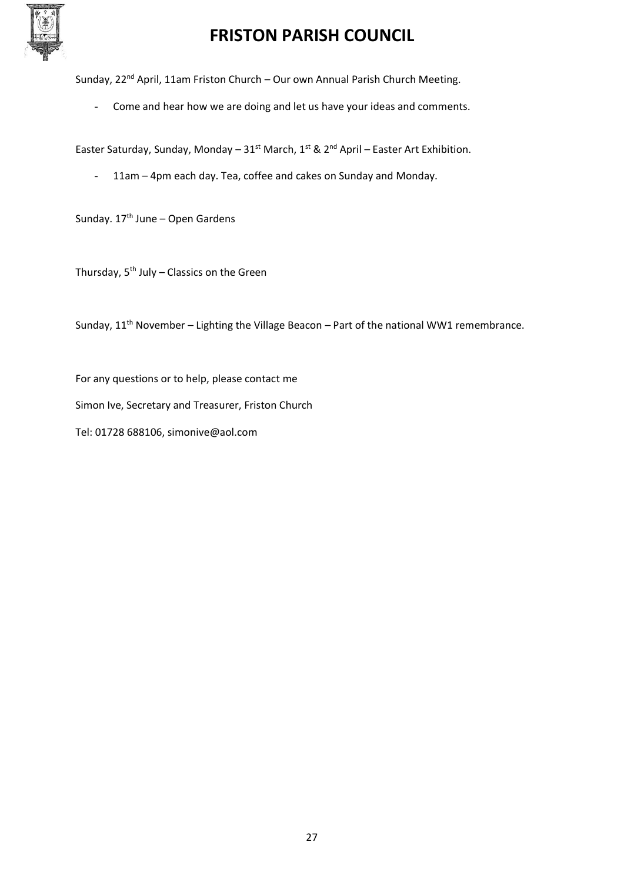# FRISTON PARISH COUNCIL

Sunday, 22nd April, 11am Friston Church – Our own Annual Parish Church Meeting.

- Come and hear how we are doing and let us have your ideas and comments.

Easter Saturday, Sunday, Monday – 31st March, 1st & 2nd April – Easter Art Exhibition.

- 11am – 4pm each day. Tea, coffee and cakes on Sunday and Monday.

Sunday. 17th June – Open Gardens

Thursday, 5th July – Classics on the Green

Sunday, 11th November – Lighting the Village Beacon – Part of the national WW1 remembrance.

For any questions or to help, please contact me

Simon Ive, Secretary and Treasurer, Friston Church

Tel: 01728 688106, simonive@aol.com